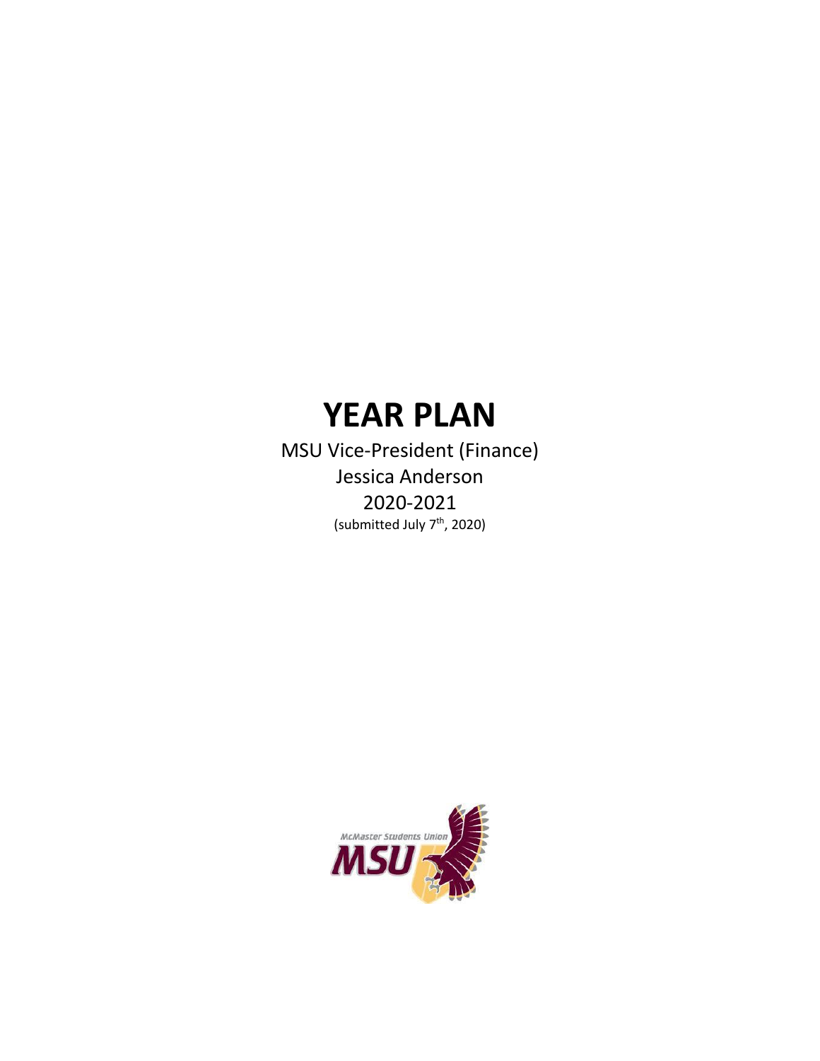# YEAR PLAN

MSU Vice-President (Finance)

Jessica Anderson

2020-2021

(submitted July 7th, 2020)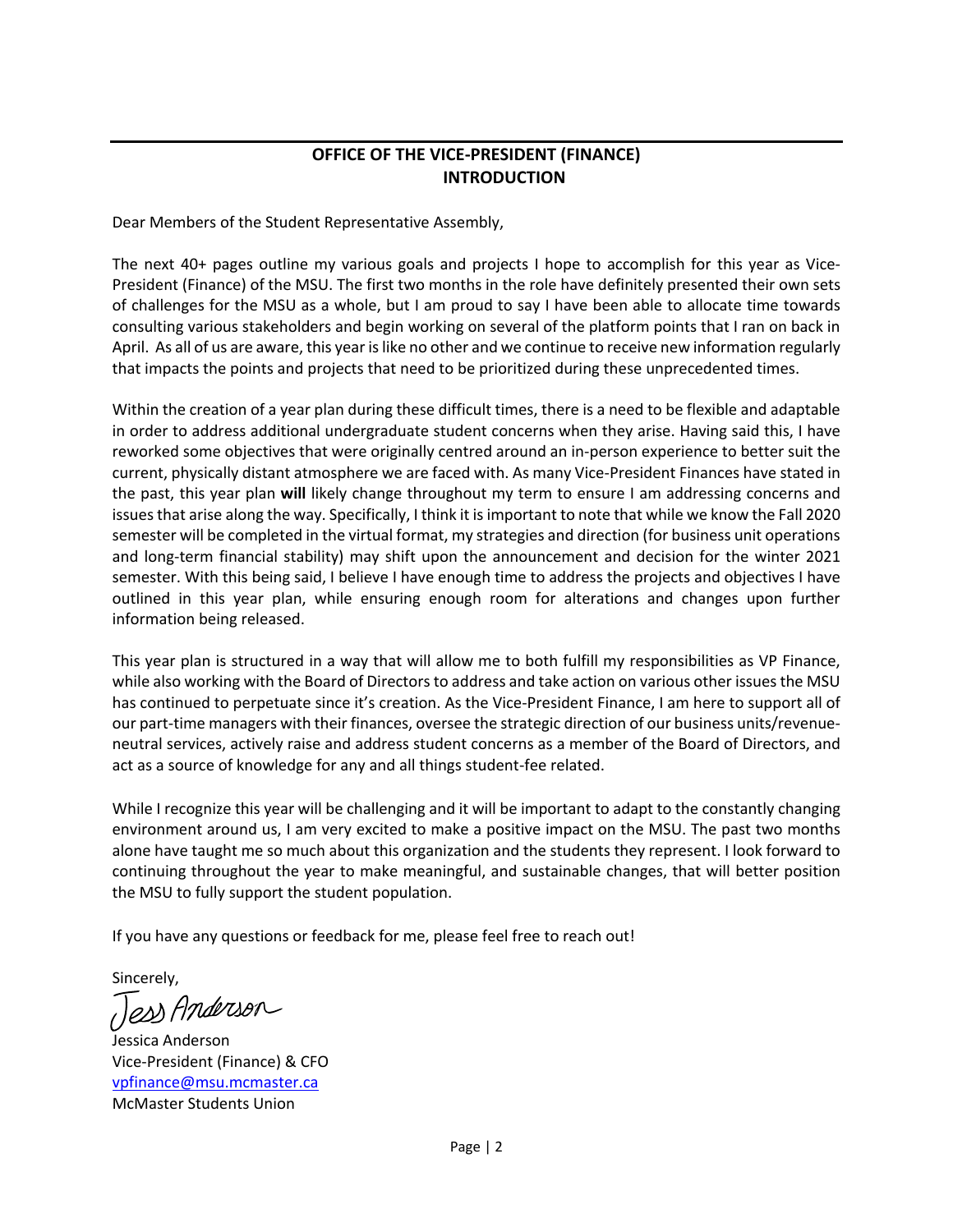# OFFICE OF THE VICE-PRESIDENT (FINANCE)
## INTRODUCTION

Dear Members of the Student Representative Assembly,

The next 40+ pages outline my various goals and projects I hope to accomplish for this year as Vice-President (Finance) of the MSU. The first two months in the role have definitely presented their own sets of challenges for the MSU as a whole, but I am proud to say I have been able to allocate time towards consulting various stakeholders and begin working on several of the platform points that I ran on back in April. As all of us are aware, this year is like no other and we continue to receive new information regularly that impacts the points and projects that need to be prioritized during these unprecedented times.

Within the creation of a year plan during these difficult times, there is a need to be flexible and adaptable in order to address additional undergraduate student concerns when they arise. Having said this, I have reworked some objectives that were originally centred around an in-person experience to better suit the current, physically distant atmosphere we are faced with. As many Vice-President Finances have stated in the past, this year plan **will** likely change throughout my term to ensure I am addressing concerns and issues that arise along the way. Specifically, I think it is important to note that while we know the Fall 2020 semester will be completed in the virtual format, my strategies and direction (for business unit operations and long-term financial stability) may shift upon the announcement and decision for the winter 2021 semester. With this being said, I believe I have enough time to address the projects and objectives I have outlined in this year plan, while ensuring enough room for alterations and changes upon further information being released.

This year plan is structured in a way that will allow me to both fulfill my responsibilities as VP Finance, while also working with the Board of Directors to address and take action on various other issues the MSU has continued to perpetuate since it's creation. As the Vice-President Finance, I am here to support all of our part-time managers with their finances, oversee the strategic direction of our business units/revenue-neutral services, actively raise and address student concerns as a member of the Board of Directors, and act as a source of knowledge for any and all things student-fee related.

While I recognize this year will be challenging and it will be important to adapt to the constantly changing environment around us, I am very excited to make a positive impact on the MSU. The past two months alone have taught me so much about this organization and the students they represent. I look forward to continuing throughout the year to make meaningful, and sustainable changes, that will better position the MSU to fully support the student population.

If you have any questions or feedback for me, please feel free to reach out!

Sincerely,

Jess Anderson

Jessica Anderson
Vice-President (Finance) & CFO
vpfinance@msu.mcmaster.ca
McMaster Students Union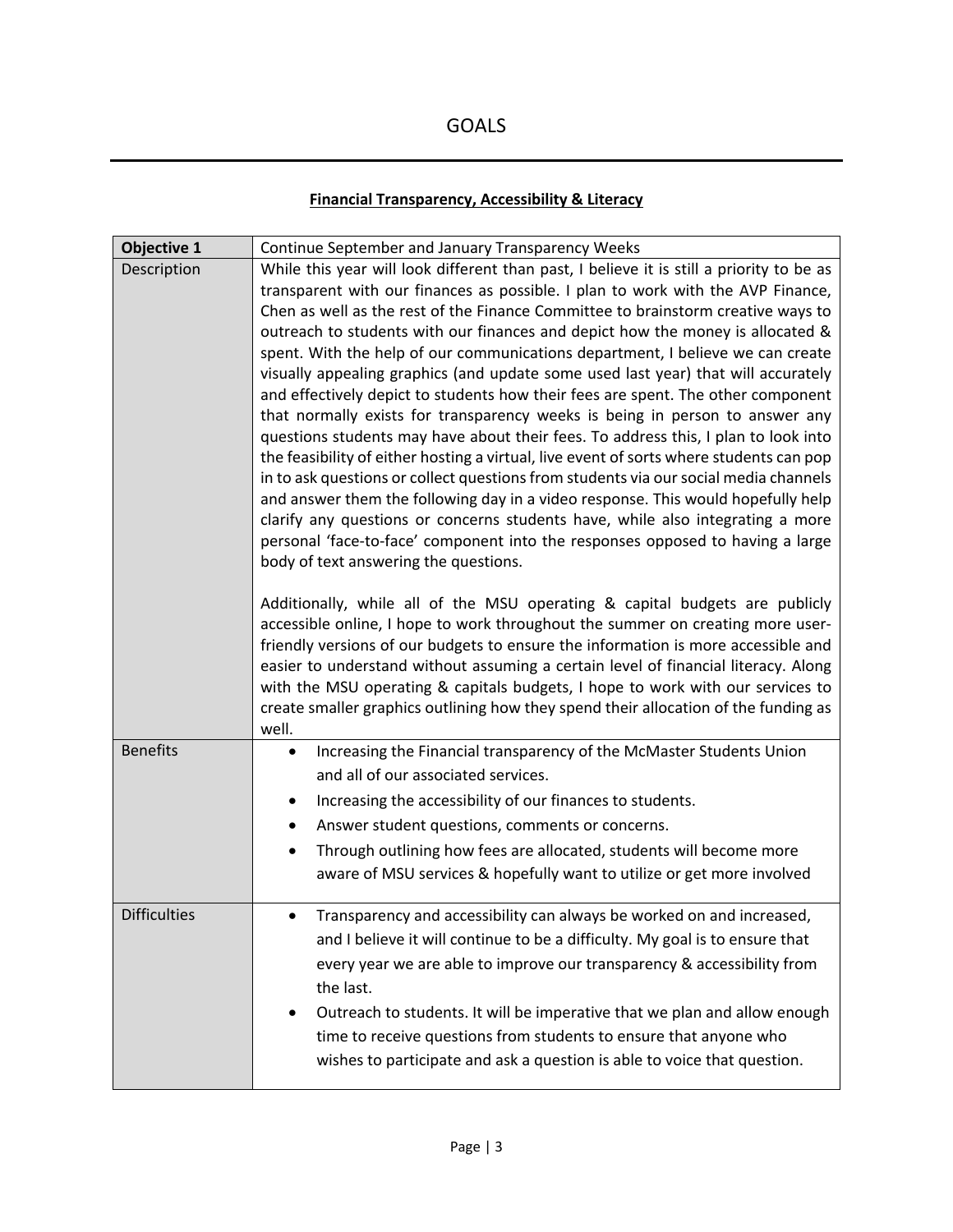# GOALS

## Financial Transparency, Accessibility & Literacy

| **Objective 1** | Continue September and January Transparency Weeks |
|---|---|
| Description | While this year will look different than past, I believe it is still a priority to be as transparent with our finances as possible. I plan to work with the AVP Finance, Chen as well as the rest of the Finance Committee to brainstorm creative ways to outreach to students with our finances and depict how the money is allocated & spent. With the help of our communications department, I believe we can create visually appealing graphics (and update some used last year) that will accurately and effectively depict to students how their fees are spent. The other component that normally exists for transparency weeks is being in person to answer any questions students may have about their fees. To address this, I plan to look into the feasibility of either hosting a virtual, live event of sorts where students can pop in to ask questions or collect questions from students via our social media channels and answer them the following day in a video response. This would hopefully help clarify any questions or concerns students have, while also integrating a more personal 'face-to-face' component into the responses opposed to having a large body of text answering the questions.<br><br>Additionally, while all of the MSU operating & capital budgets are publicly accessible online, I hope to work throughout the summer on creating more user-friendly versions of our budgets to ensure the information is more accessible and easier to understand without assuming a certain level of financial literacy. Along with the MSU operating & capitals budgets, I hope to work with our services to create smaller graphics outlining how they spend their allocation of the funding as well. |
| Benefits | • Increasing the Financial transparency of the McMaster Students Union and all of our associated services.<br>• Increasing the accessibility of our finances to students.<br>• Answer student questions, comments or concerns.<br>• Through outlining how fees are allocated, students will become more aware of MSU services & hopefully want to utilize or get more involved |
| Difficulties | • Transparency and accessibility can always be worked on and increased, and I believe it will continue to be a difficulty. My goal is to ensure that every year we are able to improve our transparency & accessibility from the last.<br>• Outreach to students. It will be imperative that we plan and allow enough time to receive questions from students to ensure that anyone who wishes to participate and ask a question is able to voice that question. |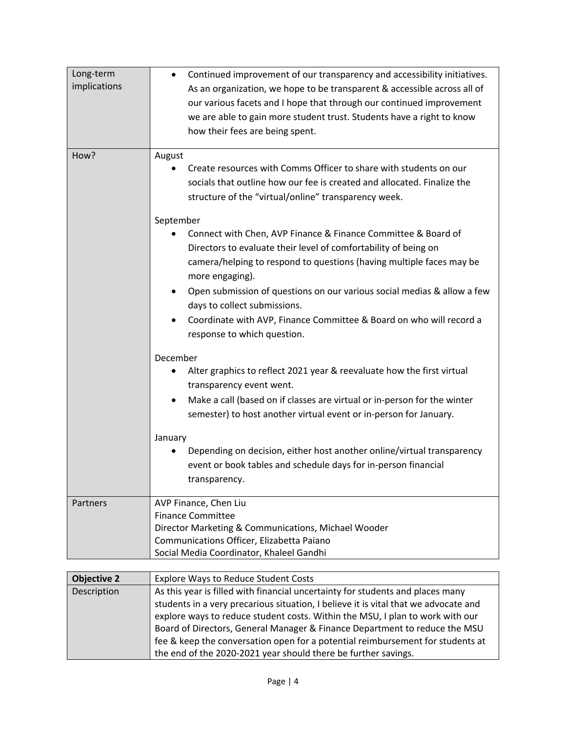| | |
|---|---|
| Long-term implications | • Continued improvement of our transparency and accessibility initiatives. As an organization, we hope to be transparent & accessible across all of our various facets and I hope that through our continued improvement we are able to gain more student trust. Students have a right to know how their fees are being spent. |
| How? | August<br>• Create resources with Comms Officer to share with students on our socials that outline how our fee is created and allocated. Finalize the structure of the "virtual/online" transparency week.<br><br>September<br>• Connect with Chen, AVP Finance & Finance Committee & Board of Directors to evaluate their level of comfortability of being on camera/helping to respond to questions (having multiple faces may be more engaging).<br>• Open submission of questions on our various social medias & allow a few days to collect submissions.<br>• Coordinate with AVP, Finance Committee & Board on who will record a response to which question.<br><br>December<br>• Alter graphics to reflect 2021 year & reevaluate how the first virtual transparency event went.<br>• Make a call (based on if classes are virtual or in-person for the winter semester) to host another virtual event or in-person for January.<br><br>January<br>• Depending on decision, either host another online/virtual transparency event or book tables and schedule days for in-person financial transparency. |
| Partners | AVP Finance, Chen Liu<br>Finance Committee<br>Director Marketing & Communications, Michael Wooder<br>Communications Officer, Elizabetta Paiano<br>Social Media Coordinator, Khaleel Gandhi |

| **Objective 2** | Explore Ways to Reduce Student Costs |
|---|---|
| Description | As this year is filled with financial uncertainty for students and places many students in a very precarious situation, I believe it is vital that we advocate and explore ways to reduce student costs. Within the MSU, I plan to work with our Board of Directors, General Manager & Finance Department to reduce the MSU fee & keep the conversation open for a potential reimbursement for students at the end of the 2020-2021 year should there be further savings. |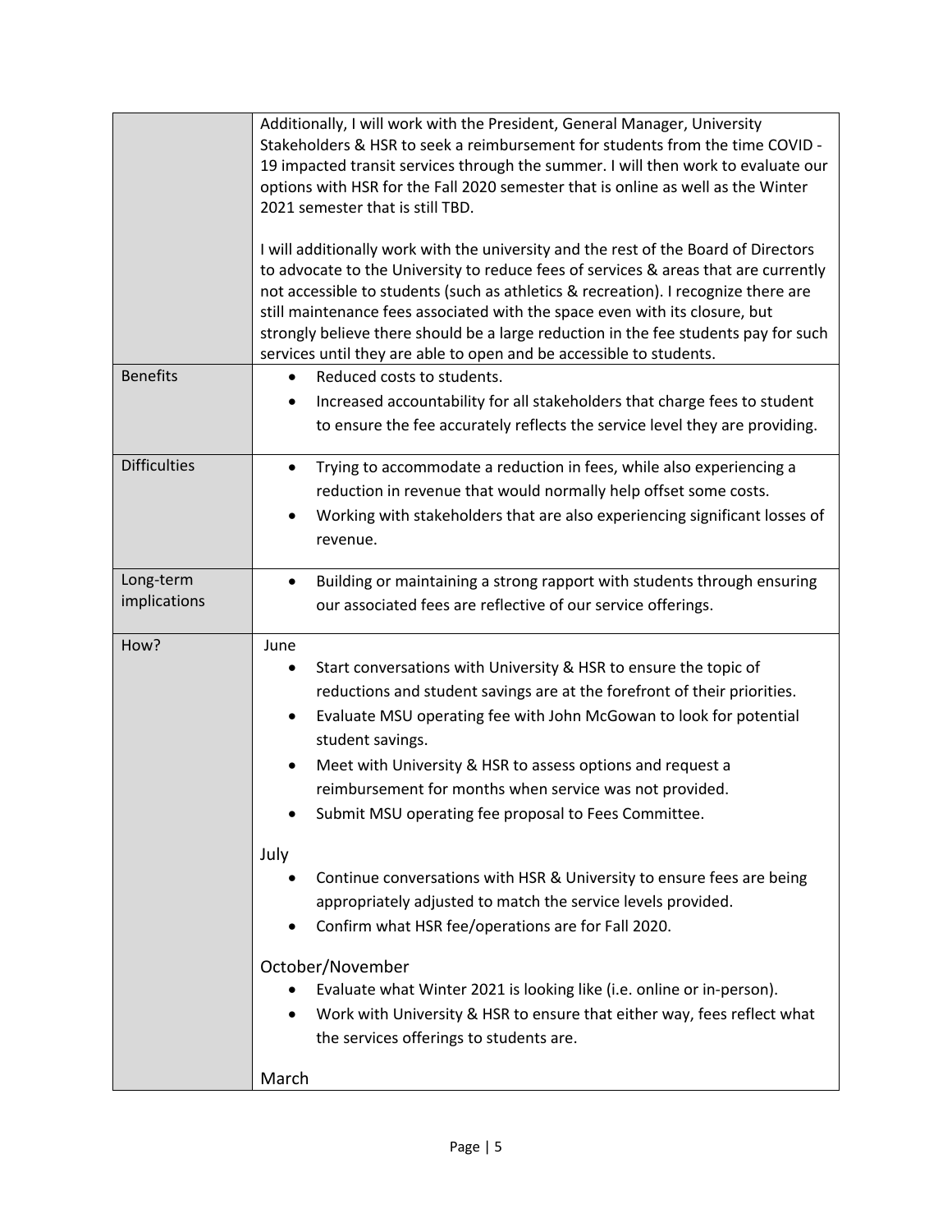| | |
|---|---|
| | Additionally, I will work with the President, General Manager, University Stakeholders & HSR to seek a reimbursement for students from the time COVID -19 impacted transit services through the summer. I will then work to evaluate our options with HSR for the Fall 2020 semester that is online as well as the Winter 2021 semester that is still TBD.<br><br>I will additionally work with the university and the rest of the Board of Directors to advocate to the University to reduce fees of services & areas that are currently not accessible to students (such as athletics & recreation). I recognize there are still maintenance fees associated with the space even with its closure, but strongly believe there should be a large reduction in the fee students pay for such services until they are able to open and be accessible to students. |
| Benefits | • Reduced costs to students.<br>• Increased accountability for all stakeholders that charge fees to student to ensure the fee accurately reflects the service level they are providing. |
| Difficulties | • Trying to accommodate a reduction in fees, while also experiencing a reduction in revenue that would normally help offset some costs.<br>• Working with stakeholders that are also experiencing significant losses of revenue. |
| Long-term implications | • Building or maintaining a strong rapport with students through ensuring our associated fees are reflective of our service offerings. |
| How? | June<br>• Start conversations with University & HSR to ensure the topic of reductions and student savings are at the forefront of their priorities.<br>• Evaluate MSU operating fee with John McGowan to look for potential student savings.<br>• Meet with University & HSR to assess options and request a reimbursement for months when service was not provided.<br>• Submit MSU operating fee proposal to Fees Committee.<br><br>July<br>• Continue conversations with HSR & University to ensure fees are being appropriately adjusted to match the service levels provided.<br>• Confirm what HSR fee/operations are for Fall 2020.<br><br>October/November<br>• Evaluate what Winter 2021 is looking like (i.e. online or in-person).<br>• Work with University & HSR to ensure that either way, fees reflect what the services offerings to students are.<br><br>March |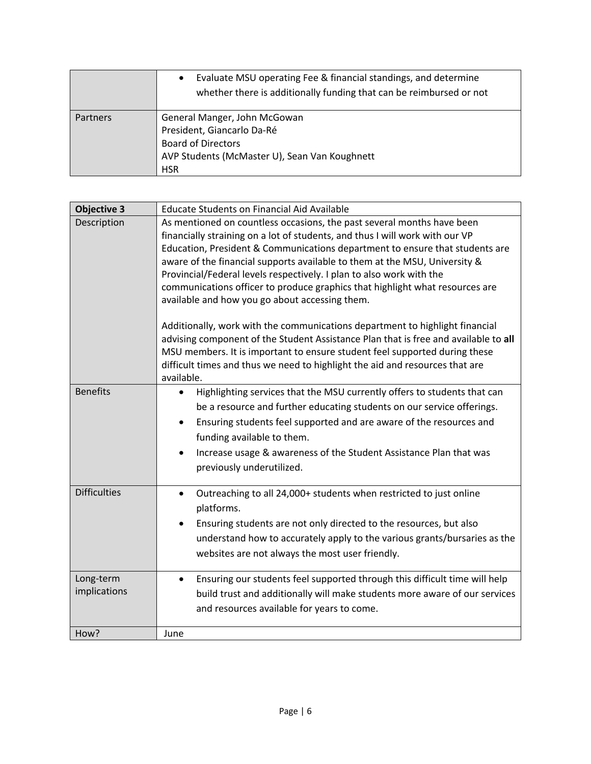| | |
|---|---|
| | • Evaluate MSU operating Fee & financial standings, and determine whether there is additionally funding that can be reimbursed or not |
| Partners | General Manger, John McGowan<br>President, Giancarlo Da-Ré<br>Board of Directors<br>AVP Students (McMaster U), Sean Van Koughnett<br>HSR |

| **Objective 3** | Educate Students on Financial Aid Available |
|---|---|
| Description | As mentioned on countless occasions, the past several months have been financially straining on a lot of students, and thus I will work with our VP Education, President & Communications department to ensure that students are aware of the financial supports available to them at the MSU, University & Provincial/Federal levels respectively. I plan to also work with the communications officer to produce graphics that highlight what resources are available and how you go about accessing them.<br><br>Additionally, work with the communications department to highlight financial advising component of the Student Assistance Plan that is free and available to **all** MSU members. It is important to ensure student feel supported during these difficult times and thus we need to highlight the aid and resources that are available. |
| Benefits | • Highlighting services that the MSU currently offers to students that can be a resource and further educating students on our service offerings.<br>• Ensuring students feel supported and are aware of the resources and funding available to them.<br>• Increase usage & awareness of the Student Assistance Plan that was previously underutilized. |
| Difficulties | • Outreaching to all 24,000+ students when restricted to just online platforms.<br>• Ensuring students are not only directed to the resources, but also understand how to accurately apply to the various grants/bursaries as the websites are not always the most user friendly. |
| Long-term implications | • Ensuring our students feel supported through this difficult time will help build trust and additionally will make students more aware of our services and resources available for years to come. |
| How? | June |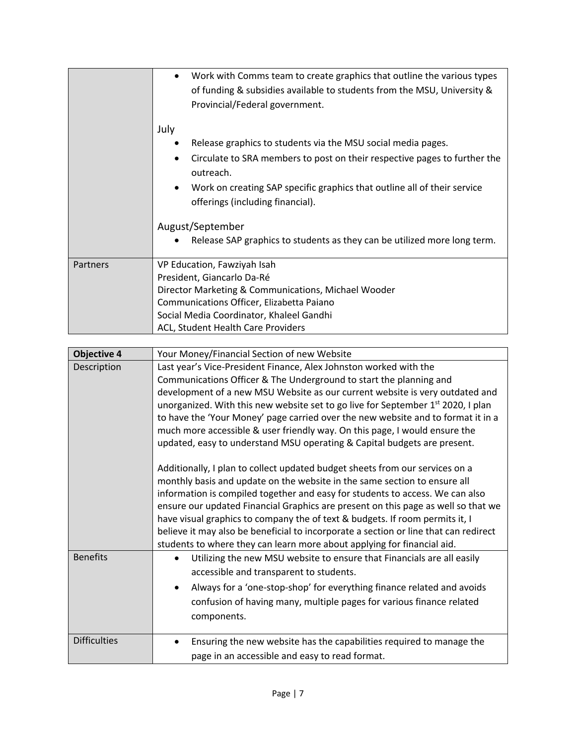| | |
|---|---|
| | • Work with Comms team to create graphics that outline the various types of funding & subsidies available to students from the MSU, University & Provincial/Federal government.<br><br>July<br>• Release graphics to students via the MSU social media pages.<br>• Circulate to SRA members to post on their respective pages to further the outreach.<br>• Work on creating SAP specific graphics that outline all of their service offerings (including financial).<br><br>August/September<br>• Release SAP graphics to students as they can be utilized more long term. |
| Partners | VP Education, Fawziyah Isah<br>President, Giancarlo Da-Ré<br>Director Marketing & Communications, Michael Wooder<br>Communications Officer, Elizabetta Paiano<br>Social Media Coordinator, Khaleel Gandhi<br>ACL, Student Health Care Providers |

| **Objective 4** | Your Money/Financial Section of new Website |
|---|---|
| Description | Last year's Vice-President Finance, Alex Johnston worked with the Communications Officer & The Underground to start the planning and development of a new MSU Website as our current website is very outdated and unorganized. With this new website set to go live for September 1st 2020, I plan to have the 'Your Money' page carried over the new website and to format it in a much more accessible & user friendly way. On this page, I would ensure the updated, easy to understand MSU operating & Capital budgets are present.<br><br>Additionally, I plan to collect updated budget sheets from our services on a monthly basis and update on the website in the same section to ensure all information is compiled together and easy for students to access. We can also ensure our updated Financial Graphics are present on this page as well so that we have visual graphics to company the of text & budgets. If room permits it, I believe it may also be beneficial to incorporate a section or line that can redirect students to where they can learn more about applying for financial aid. |
| Benefits | • Utilizing the new MSU website to ensure that Financials are all easily accessible and transparent to students.<br>• Always for a 'one-stop-shop' for everything finance related and avoids confusion of having many, multiple pages for various finance related components. |
| Difficulties | • Ensuring the new website has the capabilities required to manage the page in an accessible and easy to read format. |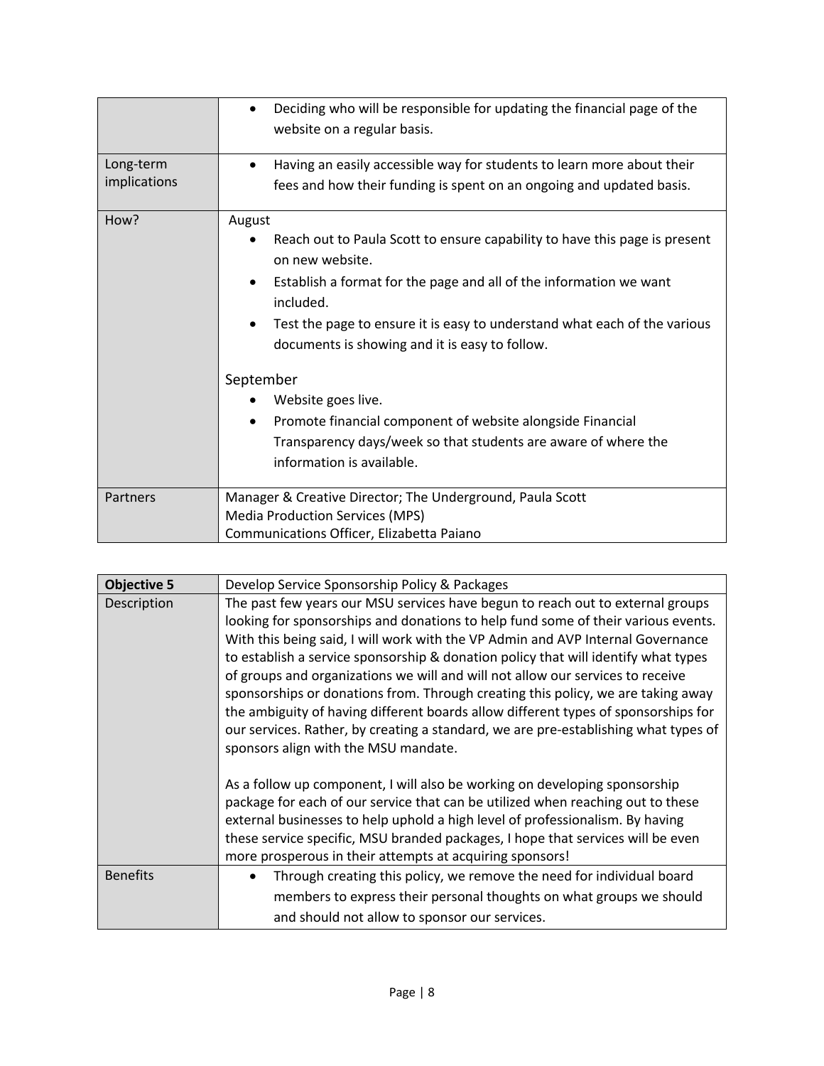| | |
|---|---|
| | • Deciding who will be responsible for updating the financial page of the website on a regular basis. |
| Long-term implications | • Having an easily accessible way for students to learn more about their fees and how their funding is spent on an ongoing and updated basis. |
| How? | August<br>• Reach out to Paula Scott to ensure capability to have this page is present on new website.<br>• Establish a format for the page and all of the information we want included.<br>• Test the page to ensure it is easy to understand what each of the various documents is showing and it is easy to follow.<br><br>September<br>• Website goes live.<br>• Promote financial component of website alongside Financial Transparency days/week so that students are aware of where the information is available. |
| Partners | Manager & Creative Director; The Underground, Paula Scott<br>Media Production Services (MPS)<br>Communications Officer, Elizabetta Paiano |

| **Objective 5** | Develop Service Sponsorship Policy & Packages |
|---|---|
| Description | The past few years our MSU services have begun to reach out to external groups looking for sponsorships and donations to help fund some of their various events. With this being said, I will work with the VP Admin and AVP Internal Governance to establish a service sponsorship & donation policy that will identify what types of groups and organizations we will and will not allow our services to receive sponsorships or donations from. Through creating this policy, we are taking away the ambiguity of having different boards allow different types of sponsorships for our services. Rather, by creating a standard, we are pre-establishing what types of sponsors align with the MSU mandate.<br><br>As a follow up component, I will also be working on developing sponsorship package for each of our service that can be utilized when reaching out to these external businesses to help uphold a high level of professionalism. By having these service specific, MSU branded packages, I hope that services will be even more prosperous in their attempts at acquiring sponsors! |
| Benefits | • Through creating this policy, we remove the need for individual board members to express their personal thoughts on what groups we should and should not allow to sponsor our services. |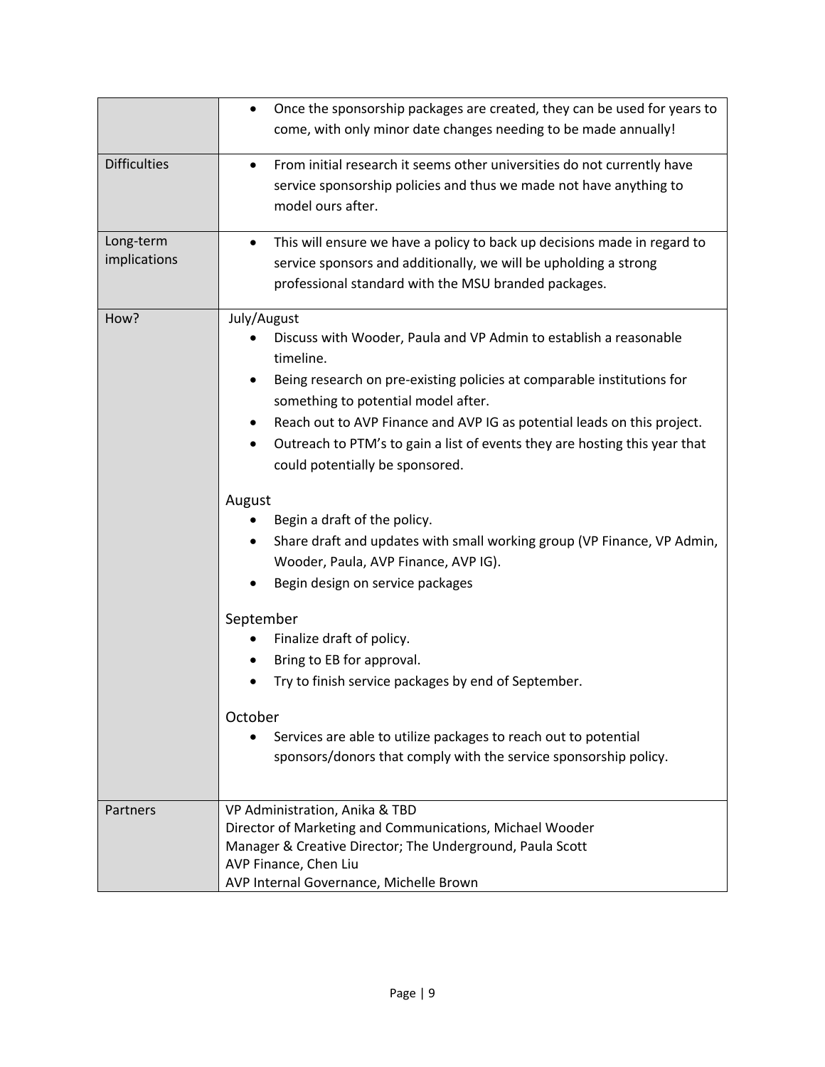| | |
|---|---|
| | • Once the sponsorship packages are created, they can be used for years to come, with only minor date changes needing to be made annually! |
| Difficulties | • From initial research it seems other universities do not currently have service sponsorship policies and thus we made not have anything to model ours after. |
| Long-term implications | • This will ensure we have a policy to back up decisions made in regard to service sponsors and additionally, we will be upholding a strong professional standard with the MSU branded packages. |
| How? | July/August<br>• Discuss with Wooder, Paula and VP Admin to establish a reasonable timeline.<br>• Being research on pre-existing policies at comparable institutions for something to potential model after.<br>• Reach out to AVP Finance and AVP IG as potential leads on this project.<br>• Outreach to PTM's to gain a list of events they are hosting this year that could potentially be sponsored.<br><br>August<br>• Begin a draft of the policy.<br>• Share draft and updates with small working group (VP Finance, VP Admin, Wooder, Paula, AVP Finance, AVP IG).<br>• Begin design on service packages<br><br>September<br>• Finalize draft of policy.<br>• Bring to EB for approval.<br>• Try to finish service packages by end of September.<br><br>October<br>• Services are able to utilize packages to reach out to potential sponsors/donors that comply with the service sponsorship policy. |
| Partners | VP Administration, Anika & TBD<br>Director of Marketing and Communications, Michael Wooder<br>Manager & Creative Director; The Underground, Paula Scott<br>AVP Finance, Chen Liu<br>AVP Internal Governance, Michelle Brown |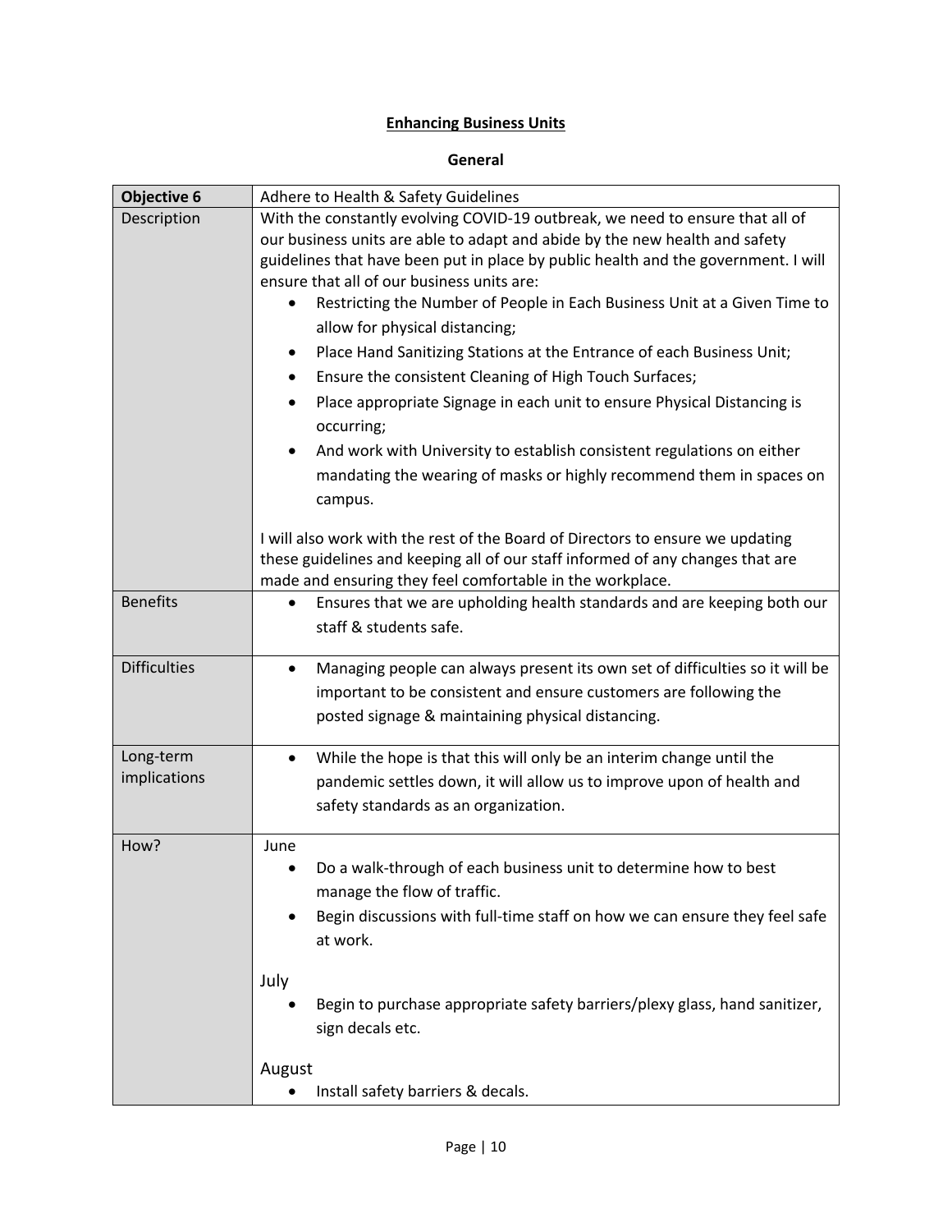**Enhancing Business Units**

**General**

| **Objective 6** | Adhere to Health & Safety Guidelines |
|---|---|
| Description | With the constantly evolving COVID-19 outbreak, we need to ensure that all of our business units are able to adapt and abide by the new health and safety guidelines that have been put in place by public health and the government. I will ensure that all of our business units are:<br>• Restricting the Number of People in Each Business Unit at a Given Time to allow for physical distancing;<br>• Place Hand Sanitizing Stations at the Entrance of each Business Unit;<br>• Ensure the consistent Cleaning of High Touch Surfaces;<br>• Place appropriate Signage in each unit to ensure Physical Distancing is occurring;<br>• And work with University to establish consistent regulations on either mandating the wearing of masks or highly recommend them in spaces on campus.<br><br>I will also work with the rest of the Board of Directors to ensure we updating these guidelines and keeping all of our staff informed of any changes that are made and ensuring they feel comfortable in the workplace. |
| Benefits | • Ensures that we are upholding health standards and are keeping both our staff & students safe. |
| Difficulties | • Managing people can always present its own set of difficulties so it will be important to be consistent and ensure customers are following the posted signage & maintaining physical distancing. |
| Long-term implications | • While the hope is that this will only be an interim change until the pandemic settles down, it will allow us to improve upon of health and safety standards as an organization. |
| How? | June<br>• Do a walk-through of each business unit to determine how to best manage the flow of traffic.<br>• Begin discussions with full-time staff on how we can ensure they feel safe at work.<br><br>July<br>• Begin to purchase appropriate safety barriers/plexy glass, hand sanitizer, sign decals etc.<br><br>August<br>• Install safety barriers & decals. |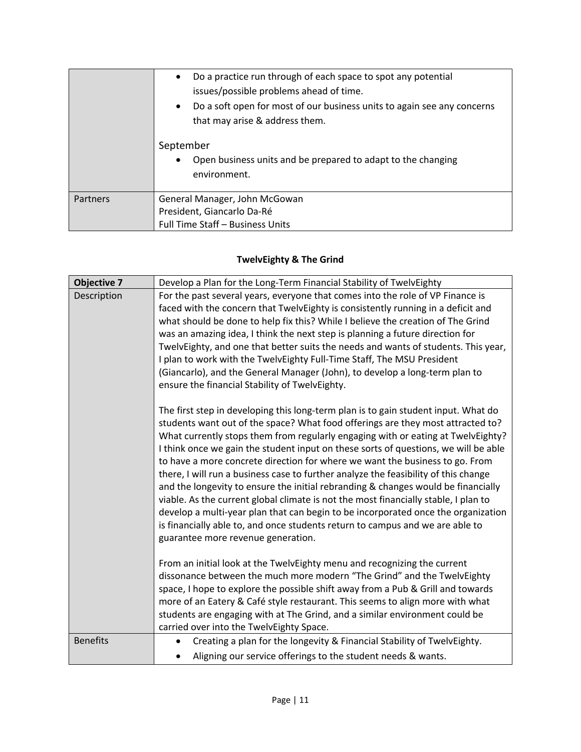| | |
|---|---|
| | • Do a practice run through of each space to spot any potential issues/possible problems ahead of time.<br>• Do a soft open for most of our business units to again see any concerns that may arise & address them.<br><br>September<br>• Open business units and be prepared to adapt to the changing environment. |
| Partners | General Manager, John McGowan<br>President, Giancarlo Da-Ré<br>Full Time Staff – Business Units |

**TwelvEighty & The Grind**

| **Objective 7** | Develop a Plan for the Long-Term Financial Stability of TwelvEighty |
|---|---|
| Description | For the past several years, everyone that comes into the role of VP Finance is faced with the concern that TwelvEighty is consistently running in a deficit and what should be done to help fix this? While I believe the creation of The Grind was an amazing idea, I think the next step is planning a future direction for TwelvEighty, and one that better suits the needs and wants of students. This year, I plan to work with the TwelvEighty Full-Time Staff, The MSU President (Giancarlo), and the General Manager (John), to develop a long-term plan to ensure the financial Stability of TwelvEighty.<br><br>The first step in developing this long-term plan is to gain student input. What do students want out of the space? What food offerings are they most attracted to? What currently stops them from regularly engaging with or eating at TwelvEighty? I think once we gain the student input on these sorts of questions, we will be able to have a more concrete direction for where we want the business to go. From there, I will run a business case to further analyze the feasibility of this change and the longevity to ensure the initial rebranding & changes would be financially viable. As the current global climate is not the most financially stable, I plan to develop a multi-year plan that can begin to be incorporated once the organization is financially able to, and once students return to campus and we are able to guarantee more revenue generation.<br><br>From an initial look at the TwelvEighty menu and recognizing the current dissonance between the much more modern "The Grind" and the TwelvEighty space, I hope to explore the possible shift away from a Pub & Grill and towards more of an Eatery & Café style restaurant. This seems to align more with what students are engaging with at The Grind, and a similar environment could be carried over into the TwelvEighty Space. |
| Benefits | • Creating a plan for the longevity & Financial Stability of TwelvEighty.<br>• Aligning our service offerings to the student needs & wants. |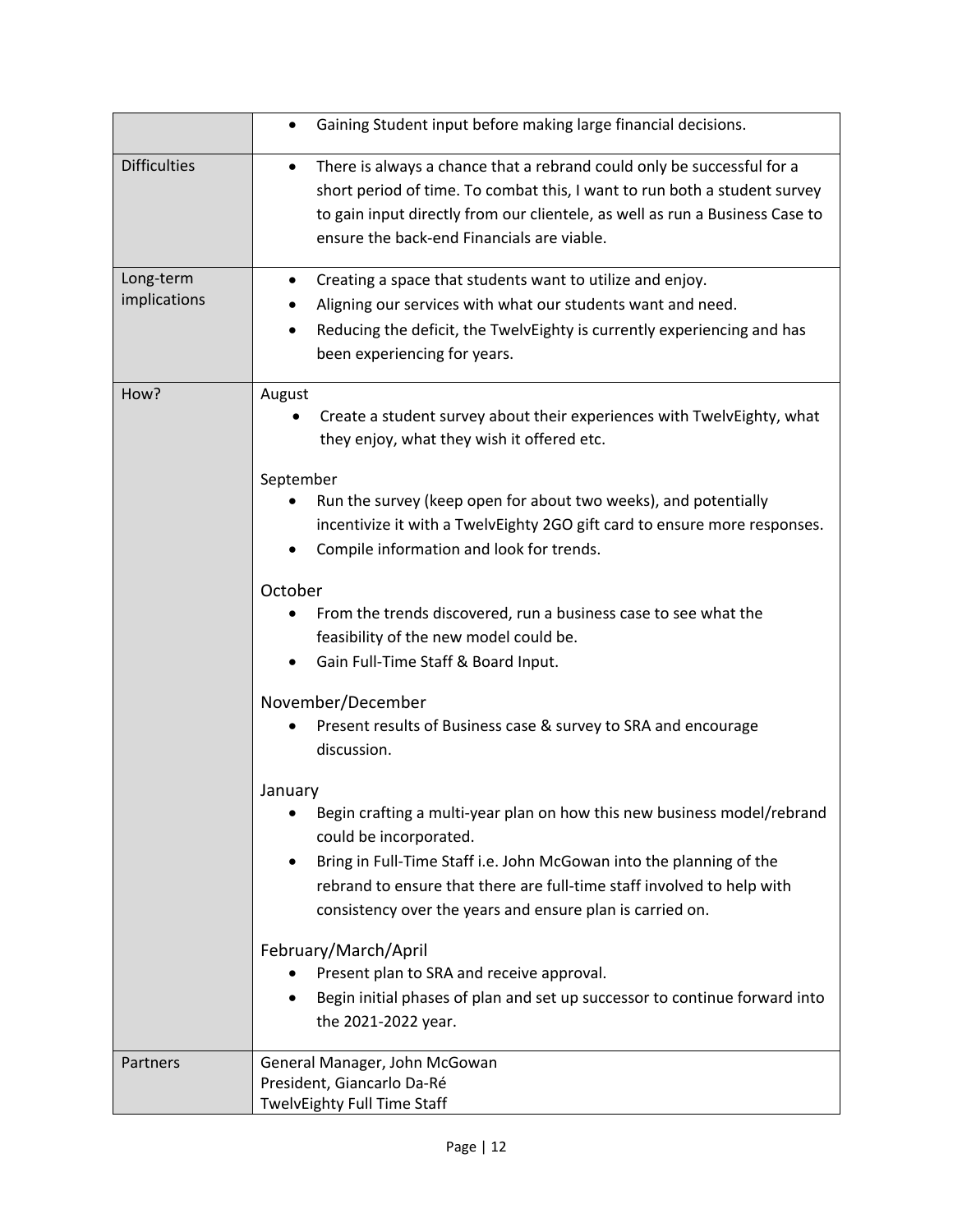| | |
|---|---|
| | • Gaining Student input before making large financial decisions. |
| Difficulties | • There is always a chance that a rebrand could only be successful for a short period of time. To combat this, I want to run both a student survey to gain input directly from our clientele, as well as run a Business Case to ensure the back-end Financials are viable. |
| Long-term implications | • Creating a space that students want to utilize and enjoy.<br>• Aligning our services with what our students want and need.<br>• Reducing the deficit, the TwelvEighty is currently experiencing and has been experiencing for years. |
| How? | August<br>• Create a student survey about their experiences with TwelvEighty, what they enjoy, what they wish it offered etc.<br><br>September<br>• Run the survey (keep open for about two weeks), and potentially incentivize it with a TwelvEighty 2GO gift card to ensure more responses.<br>• Compile information and look for trends.<br><br>October<br>• From the trends discovered, run a business case to see what the feasibility of the new model could be.<br>• Gain Full-Time Staff & Board Input.<br><br>November/December<br>• Present results of Business case & survey to SRA and encourage discussion.<br><br>January<br>• Begin crafting a multi-year plan on how this new business model/rebrand could be incorporated.<br>• Bring in Full-Time Staff i.e. John McGowan into the planning of the rebrand to ensure that there are full-time staff involved to help with consistency over the years and ensure plan is carried on.<br><br>February/March/April<br>• Present plan to SRA and receive approval.<br>• Begin initial phases of plan and set up successor to continue forward into the 2021-2022 year. |
| Partners | General Manager, John McGowan<br>President, Giancarlo Da-Ré<br>TwelvEighty Full Time Staff |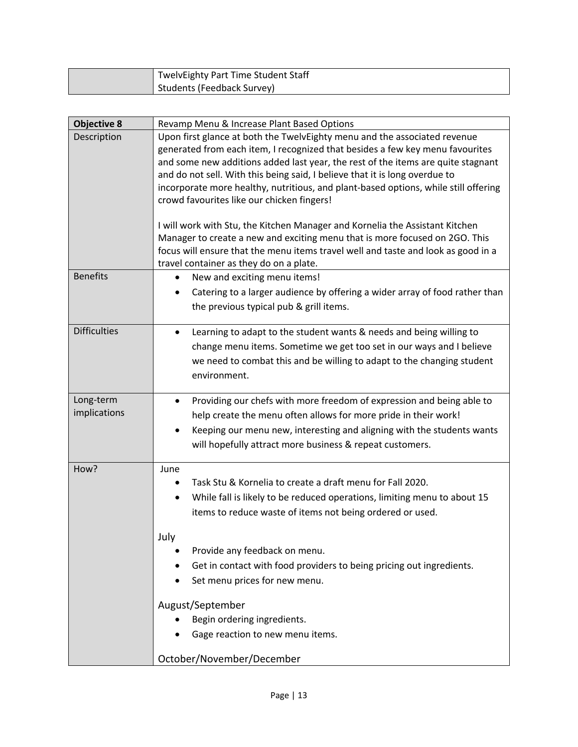| | |
|---|---|
| | TwelvEighty Part Time Student Staff<br>Students (Feedback Survey) |

| **Objective 8** | Revamp Menu & Increase Plant Based Options |
|---|---|
| Description | Upon first glance at both the TwelvEighty menu and the associated revenue generated from each item, I recognized that besides a few key menu favourites and some new additions added last year, the rest of the items are quite stagnant and do not sell. With this being said, I believe that it is long overdue to incorporate more healthy, nutritious, and plant-based options, while still offering crowd favourites like our chicken fingers!<br><br>I will work with Stu, the Kitchen Manager and Kornelia the Assistant Kitchen Manager to create a new and exciting menu that is more focused on 2GO. This focus will ensure that the menu items travel well and taste and look as good in a travel container as they do on a plate. |
| Benefits | • New and exciting menu items!<br>• Catering to a larger audience by offering a wider array of food rather than the previous typical pub & grill items. |
| Difficulties | • Learning to adapt to the student wants & needs and being willing to change menu items. Sometime we get too set in our ways and I believe we need to combat this and be willing to adapt to the changing student environment. |
| Long-term implications | • Providing our chefs with more freedom of expression and being able to help create the menu often allows for more pride in their work!<br>• Keeping our menu new, interesting and aligning with the students wants will hopefully attract more business & repeat customers. |
| How? | June<br>• Task Stu & Kornelia to create a draft menu for Fall 2020.<br>• While fall is likely to be reduced operations, limiting menu to about 15 items to reduce waste of items not being ordered or used.<br><br>July<br>• Provide any feedback on menu.<br>• Get in contact with food providers to being pricing out ingredients.<br>• Set menu prices for new menu.<br><br>August/September<br>• Begin ordering ingredients.<br>• Gage reaction to new menu items.<br><br>October/November/December |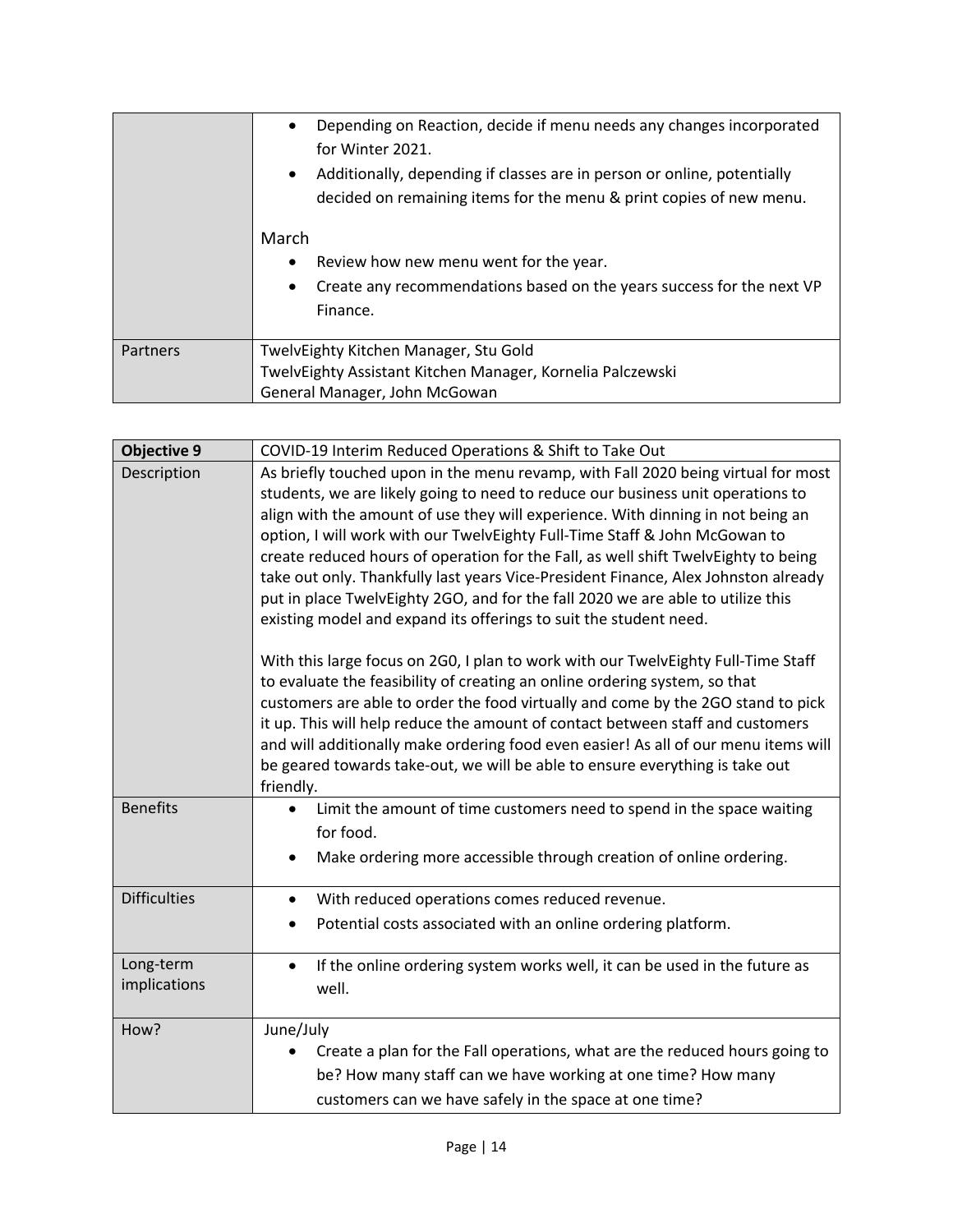| | |
|---|---|
| | • Depending on Reaction, decide if menu needs any changes incorporated for Winter 2021.<br>• Additionally, depending if classes are in person or online, potentially decided on remaining items for the menu & print copies of new menu.<br><br>March<br>• Review how new menu went for the year.<br>• Create any recommendations based on the years success for the next VP Finance. |
| Partners | TwelvEighty Kitchen Manager, Stu Gold<br>TwelvEighty Assistant Kitchen Manager, Kornelia Palczewski<br>General Manager, John McGowan |

| **Objective 9** | COVID-19 Interim Reduced Operations & Shift to Take Out |
|---|---|
| Description | As briefly touched upon in the menu revamp, with Fall 2020 being virtual for most students, we are likely going to need to reduce our business unit operations to align with the amount of use they will experience. With dinning in not being an option, I will work with our TwelvEighty Full-Time Staff & John McGowan to create reduced hours of operation for the Fall, as well shift TwelvEighty to being take out only. Thankfully last years Vice-President Finance, Alex Johnston already put in place TwelvEighty 2GO, and for the fall 2020 we are able to utilize this existing model and expand its offerings to suit the student need.<br><br>With this large focus on 2G0, I plan to work with our TwelvEighty Full-Time Staff to evaluate the feasibility of creating an online ordering system, so that customers are able to order the food virtually and come by the 2GO stand to pick it up. This will help reduce the amount of contact between staff and customers and will additionally make ordering food even easier! As all of our menu items will be geared towards take-out, we will be able to ensure everything is take out friendly. |
| Benefits | • Limit the amount of time customers need to spend in the space waiting for food.<br>• Make ordering more accessible through creation of online ordering. |
| Difficulties | • With reduced operations comes reduced revenue.<br>• Potential costs associated with an online ordering platform. |
| Long-term implications | • If the online ordering system works well, it can be used in the future as well. |
| How? | June/July<br>• Create a plan for the Fall operations, what are the reduced hours going to be? How many staff can we have working at one time? How many customers can we have safely in the space at one time? |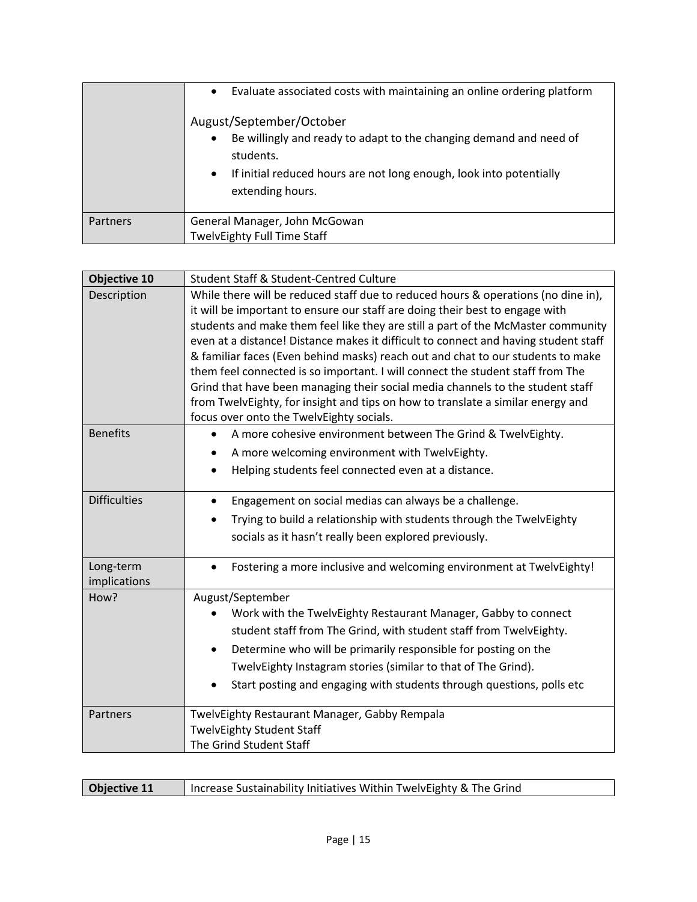| | |
|---|---|
| | • Evaluate associated costs with maintaining an online ordering platform<br><br>August/September/October<br>• Be willingly and ready to adapt to the changing demand and need of students.<br>• If initial reduced hours are not long enough, look into potentially extending hours. |
| Partners | General Manager, John McGowan<br>TwelvEighty Full Time Staff |

| **Objective 10** | Student Staff & Student-Centred Culture |
|---|---|
| Description | While there will be reduced staff due to reduced hours & operations (no dine in), it will be important to ensure our staff are doing their best to engage with students and make them feel like they are still a part of the McMaster community even at a distance! Distance makes it difficult to connect and having student staff & familiar faces (Even behind masks) reach out and chat to our students to make them feel connected is so important. I will connect the student staff from The Grind that have been managing their social media channels to the student staff from TwelvEighty, for insight and tips on how to translate a similar energy and focus over onto the TwelvEighty socials. |
| Benefits | • A more cohesive environment between The Grind & TwelvEighty.<br>• A more welcoming environment with TwelvEighty.<br>• Helping students feel connected even at a distance. |
| Difficulties | • Engagement on social medias can always be a challenge.<br>• Trying to build a relationship with students through the TwelvEighty socials as it hasn't really been explored previously. |
| Long-term implications | • Fostering a more inclusive and welcoming environment at TwelvEighty! |
| How? | August/September<br>• Work with the TwelvEighty Restaurant Manager, Gabby to connect student staff from The Grind, with student staff from TwelvEighty.<br>• Determine who will be primarily responsible for posting on the TwelvEighty Instagram stories (similar to that of The Grind).<br>• Start posting and engaging with students through questions, polls etc |
| Partners | TwelvEighty Restaurant Manager, Gabby Rempala<br>TwelvEighty Student Staff<br>The Grind Student Staff |

| **Objective 11** | Increase Sustainability Initiatives Within TwelvEighty & The Grind |
|---|---|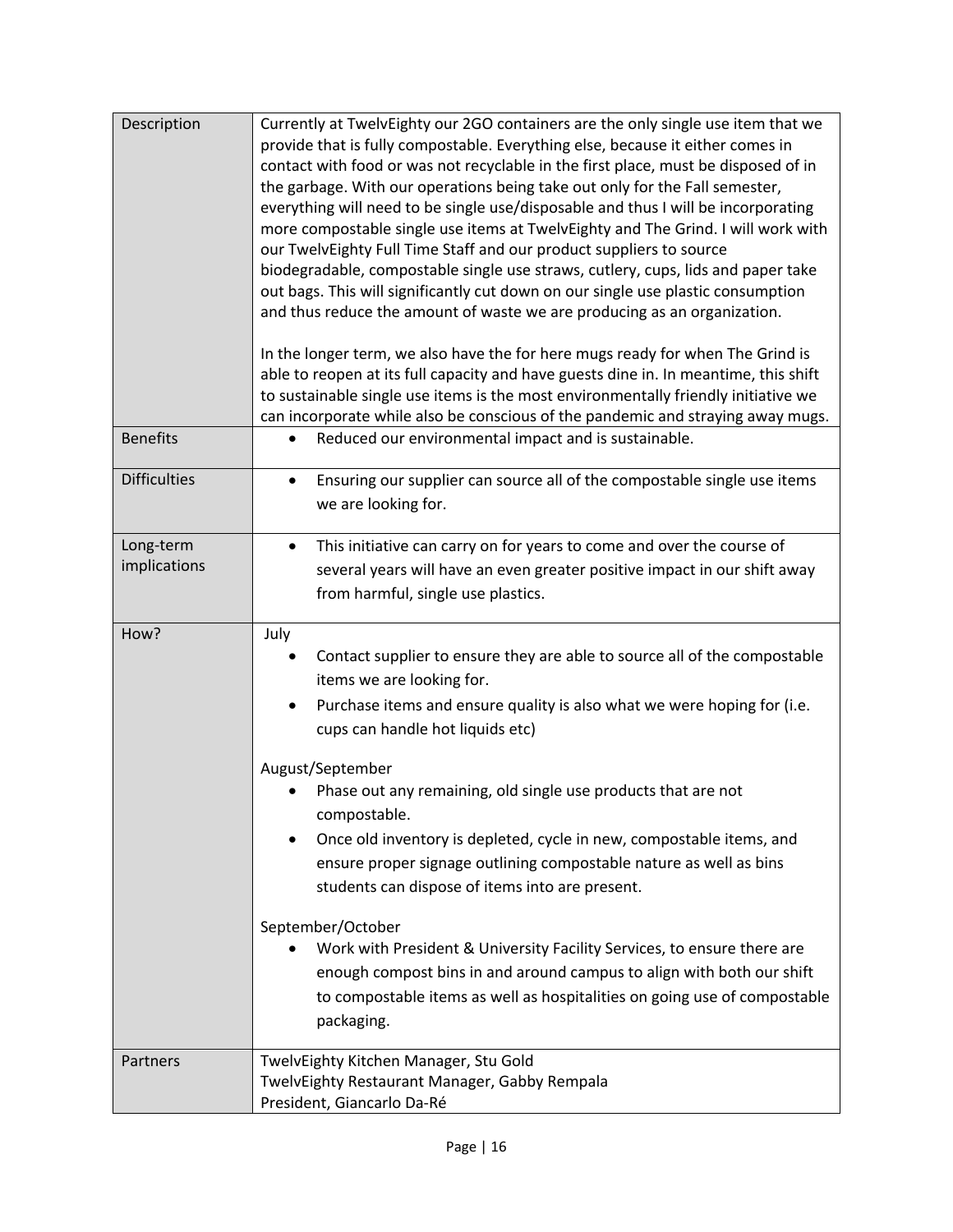| | |
|---|---|
| Description | Currently at TwelvEighty our 2GO containers are the only single use item that we provide that is fully compostable. Everything else, because it either comes in contact with food or was not recyclable in the first place, must be disposed of in the garbage. With our operations being take out only for the Fall semester, everything will need to be single use/disposable and thus I will be incorporating more compostable single use items at TwelvEighty and The Grind. I will work with our TwelvEighty Full Time Staff and our product suppliers to source biodegradable, compostable single use straws, cutlery, cups, lids and paper take out bags. This will significantly cut down on our single use plastic consumption and thus reduce the amount of waste we are producing as an organization.<br><br>In the longer term, we also have the for here mugs ready for when The Grind is able to reopen at its full capacity and have guests dine in. In meantime, this shift to sustainable single use items is the most environmentally friendly initiative we can incorporate while also be conscious of the pandemic and straying away mugs. |
| Benefits | • Reduced our environmental impact and is sustainable. |
| Difficulties | • Ensuring our supplier can source all of the compostable single use items we are looking for. |
| Long-term implications | • This initiative can carry on for years to come and over the course of several years will have an even greater positive impact in our shift away from harmful, single use plastics. |
| How? | July<br>• Contact supplier to ensure they are able to source all of the compostable items we are looking for.<br>• Purchase items and ensure quality is also what we were hoping for (i.e. cups can handle hot liquids etc)<br><br>August/September<br>• Phase out any remaining, old single use products that are not compostable.<br>• Once old inventory is depleted, cycle in new, compostable items, and ensure proper signage outlining compostable nature as well as bins students can dispose of items into are present.<br><br>September/October<br>• Work with President & University Facility Services, to ensure there are enough compost bins in and around campus to align with both our shift to compostable items as well as hospitalities on going use of compostable packaging. |
| Partners | TwelvEighty Kitchen Manager, Stu Gold<br>TwelvEighty Restaurant Manager, Gabby Rempala<br>President, Giancarlo Da-Ré |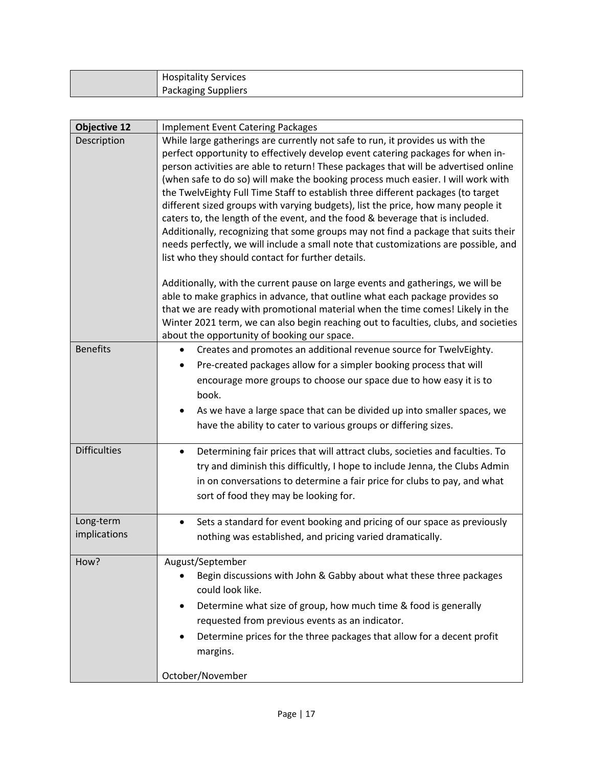| | |
|---|---|
| | Hospitality Services<br>Packaging Suppliers |

| **Objective 12** | Implement Event Catering Packages |
|---|---|
| Description | While large gatherings are currently not safe to run, it provides us with the perfect opportunity to effectively develop event catering packages for when in-person activities are able to return! These packages that will be advertised online (when safe to do so) will make the booking process much easier. I will work with the TwelvEighty Full Time Staff to establish three different packages (to target different sized groups with varying budgets), list the price, how many people it caters to, the length of the event, and the food & beverage that is included. Additionally, recognizing that some groups may not find a package that suits their needs perfectly, we will include a small note that customizations are possible, and list who they should contact for further details.<br><br>Additionally, with the current pause on large events and gatherings, we will be able to make graphics in advance, that outline what each package provides so that we are ready with promotional material when the time comes! Likely in the Winter 2021 term, we can also begin reaching out to faculties, clubs, and societies about the opportunity of booking our space. |
| Benefits | • Creates and promotes an additional revenue source for TwelvEighty.<br>• Pre-created packages allow for a simpler booking process that will encourage more groups to choose our space due to how easy it is to book.<br>• As we have a large space that can be divided up into smaller spaces, we have the ability to cater to various groups or differing sizes. |
| Difficulties | • Determining fair prices that will attract clubs, societies and faculties. To try and diminish this difficultly, I hope to include Jenna, the Clubs Admin in on conversations to determine a fair price for clubs to pay, and what sort of food they may be looking for. |
| Long-term implications | • Sets a standard for event booking and pricing of our space as previously nothing was established, and pricing varied dramatically. |
| How? | August/September<br>• Begin discussions with John & Gabby about what these three packages could look like.<br>• Determine what size of group, how much time & food is generally requested from previous events as an indicator.<br>• Determine prices for the three packages that allow for a decent profit margins.<br><br>October/November |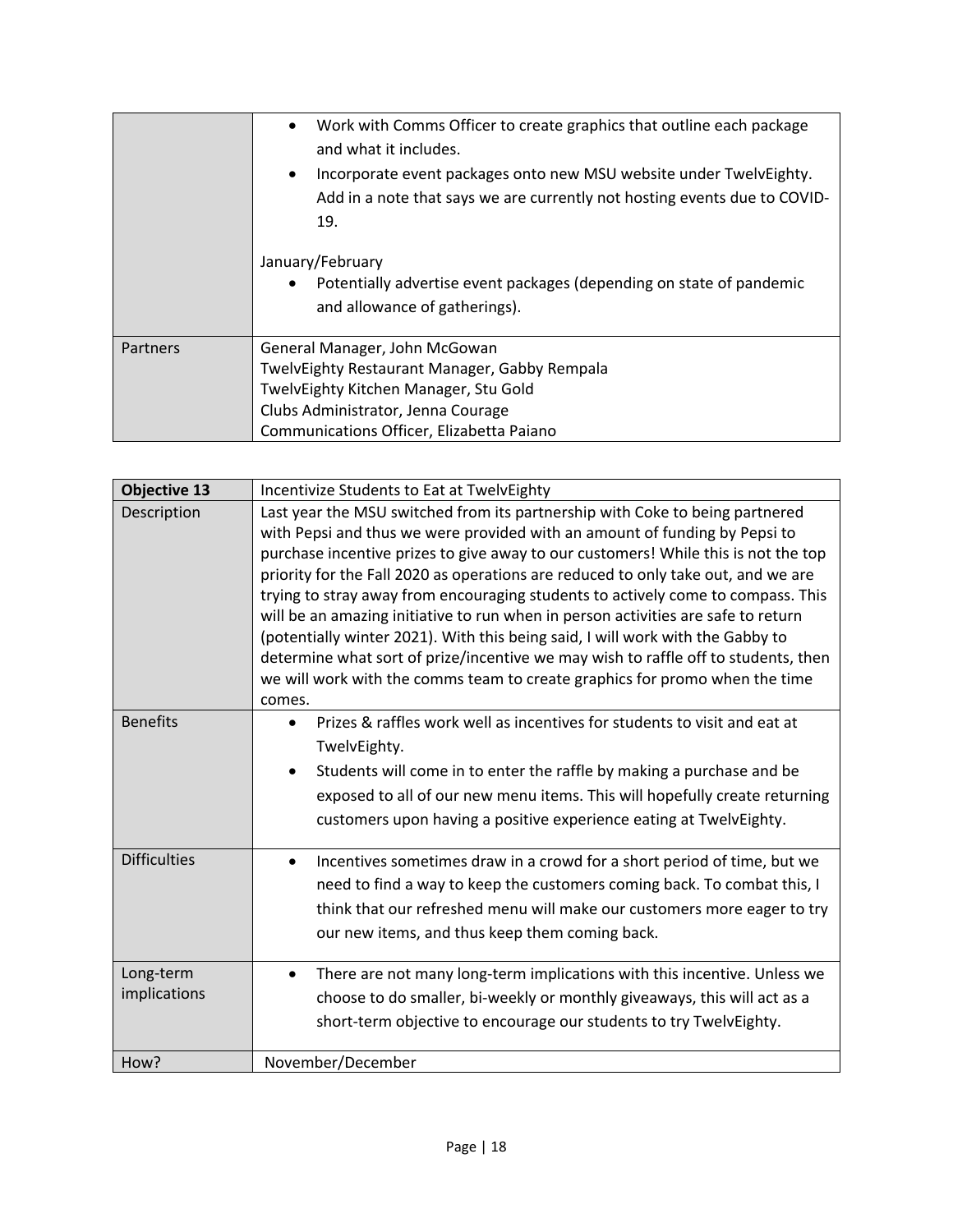| | |
|---|---|
| | • Work with Comms Officer to create graphics that outline each package and what it includes.<br>• Incorporate event packages onto new MSU website under TwelvEighty. Add in a note that says we are currently not hosting events due to COVID-19.<br><br>January/February<br>• Potentially advertise event packages (depending on state of pandemic and allowance of gatherings). |
| Partners | General Manager, John McGowan<br>TwelvEighty Restaurant Manager, Gabby Rempala<br>TwelvEighty Kitchen Manager, Stu Gold<br>Clubs Administrator, Jenna Courage<br>Communications Officer, Elizabetta Paiano |

| **Objective 13** | Incentivize Students to Eat at TwelvEighty |
|---|---|
| Description | Last year the MSU switched from its partnership with Coke to being partnered with Pepsi and thus we were provided with an amount of funding by Pepsi to purchase incentive prizes to give away to our customers! While this is not the top priority for the Fall 2020 as operations are reduced to only take out, and we are trying to stray away from encouraging students to actively come to compass. This will be an amazing initiative to run when in person activities are safe to return (potentially winter 2021). With this being said, I will work with the Gabby to determine what sort of prize/incentive we may wish to raffle off to students, then we will work with the comms team to create graphics for promo when the time comes. |
| Benefits | • Prizes & raffles work well as incentives for students to visit and eat at TwelvEighty.<br>• Students will come in to enter the raffle by making a purchase and be exposed to all of our new menu items. This will hopefully create returning customers upon having a positive experience eating at TwelvEighty. |
| Difficulties | • Incentives sometimes draw in a crowd for a short period of time, but we need to find a way to keep the customers coming back. To combat this, I think that our refreshed menu will make our customers more eager to try our new items, and thus keep them coming back. |
| Long-term implications | • There are not many long-term implications with this incentive. Unless we choose to do smaller, bi-weekly or monthly giveaways, this will act as a short-term objective to encourage our students to try TwelvEighty. |
| How? | November/December |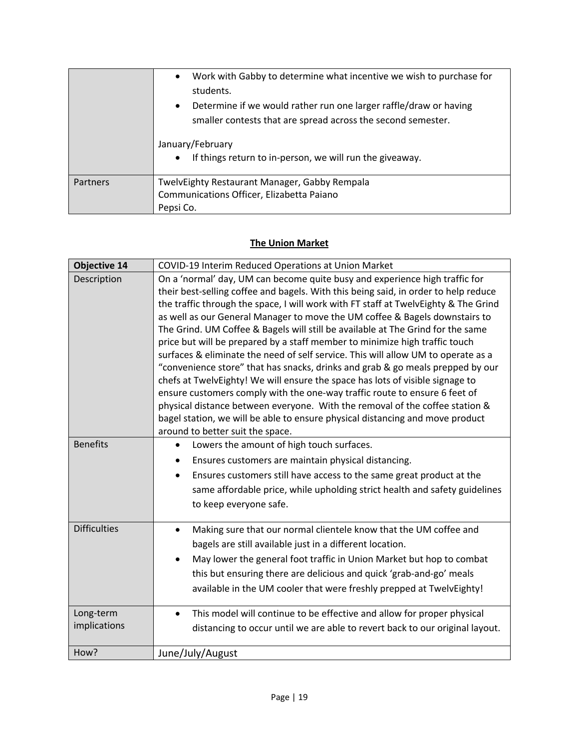| | |
|---|---|
| | • Work with Gabby to determine what incentive we wish to purchase for students.<br>• Determine if we would rather run one larger raffle/draw or having smaller contests that are spread across the second semester.<br><br>January/February<br>• If things return to in-person, we will run the giveaway. |
| Partners | TwelvEighty Restaurant Manager, Gabby Rempala<br>Communications Officer, Elizabetta Paiano<br>Pepsi Co. |

## The Union Market

| **Objective 14** | COVID-19 Interim Reduced Operations at Union Market |
|---|---|
| Description | On a 'normal' day, UM can become quite busy and experience high traffic for their best-selling coffee and bagels. With this being said, in order to help reduce the traffic through the space, I will work with FT staff at TwelvEighty & The Grind as well as our General Manager to move the UM coffee & Bagels downstairs to The Grind. UM Coffee & Bagels will still be available at The Grind for the same price but will be prepared by a staff member to minimize high traffic touch surfaces & eliminate the need of self service. This will allow UM to operate as a "convenience store" that has snacks, drinks and grab & go meals prepped by our chefs at TwelvEighty! We will ensure the space has lots of visible signage to ensure customers comply with the one-way traffic route to ensure 6 feet of physical distance between everyone. With the removal of the coffee station & bagel station, we will be able to ensure physical distancing and move product around to better suit the space. |
| Benefits | • Lowers the amount of high touch surfaces.<br>• Ensures customers are maintain physical distancing.<br>• Ensures customers still have access to the same great product at the same affordable price, while upholding strict health and safety guidelines to keep everyone safe. |
| Difficulties | • Making sure that our normal clientele know that the UM coffee and bagels are still available just in a different location.<br>• May lower the general foot traffic in Union Market but hop to combat this but ensuring there are delicious and quick 'grab-and-go' meals available in the UM cooler that were freshly prepped at TwelvEighty! |
| Long-term implications | • This model will continue to be effective and allow for proper physical distancing to occur until we are able to revert back to our original layout. |
| How? | June/July/August |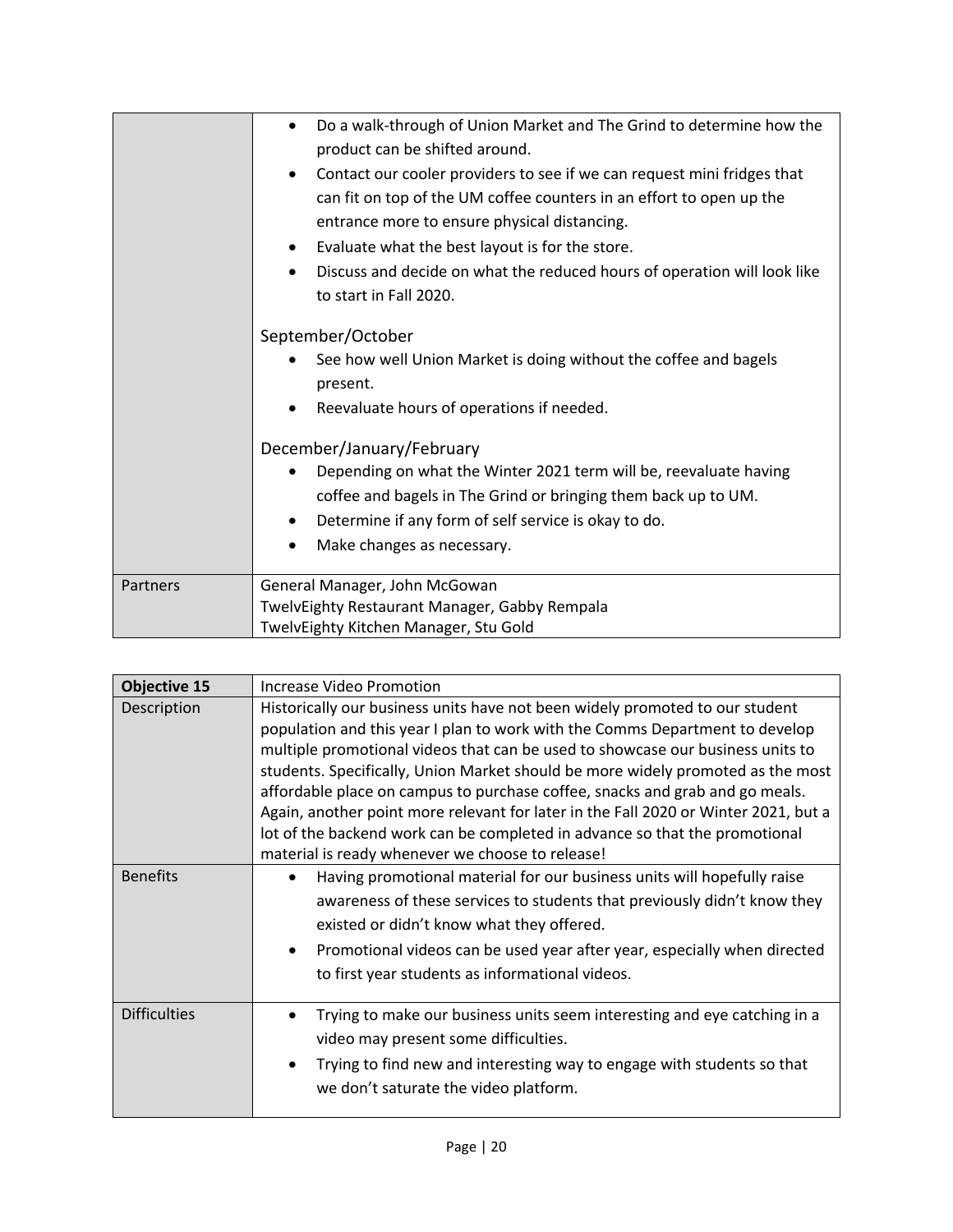| | |
|---|---|
| | • Do a walk-through of Union Market and The Grind to determine how the product can be shifted around.<br>• Contact our cooler providers to see if we can request mini fridges that can fit on top of the UM coffee counters in an effort to open up the entrance more to ensure physical distancing.<br>• Evaluate what the best layout is for the store.<br>• Discuss and decide on what the reduced hours of operation will look like to start in Fall 2020.<br><br>September/October<br>• See how well Union Market is doing without the coffee and bagels present.<br>• Reevaluate hours of operations if needed.<br><br>December/January/February<br>• Depending on what the Winter 2021 term will be, reevaluate having coffee and bagels in The Grind or bringing them back up to UM.<br>• Determine if any form of self service is okay to do.<br>• Make changes as necessary. |
| Partners | General Manager, John McGowan<br>TwelvEighty Restaurant Manager, Gabby Rempala<br>TwelvEighty Kitchen Manager, Stu Gold |

| **Objective 15** | Increase Video Promotion |
|---|---|
| Description | Historically our business units have not been widely promoted to our student population and this year I plan to work with the Comms Department to develop multiple promotional videos that can be used to showcase our business units to students. Specifically, Union Market should be more widely promoted as the most affordable place on campus to purchase coffee, snacks and grab and go meals. Again, another point more relevant for later in the Fall 2020 or Winter 2021, but a lot of the backend work can be completed in advance so that the promotional material is ready whenever we choose to release! |
| Benefits | • Having promotional material for our business units will hopefully raise awareness of these services to students that previously didn't know they existed or didn't know what they offered.<br>• Promotional videos can be used year after year, especially when directed to first year students as informational videos. |
| Difficulties | • Trying to make our business units seem interesting and eye catching in a video may present some difficulties.<br>• Trying to find new and interesting way to engage with students so that we don't saturate the video platform. |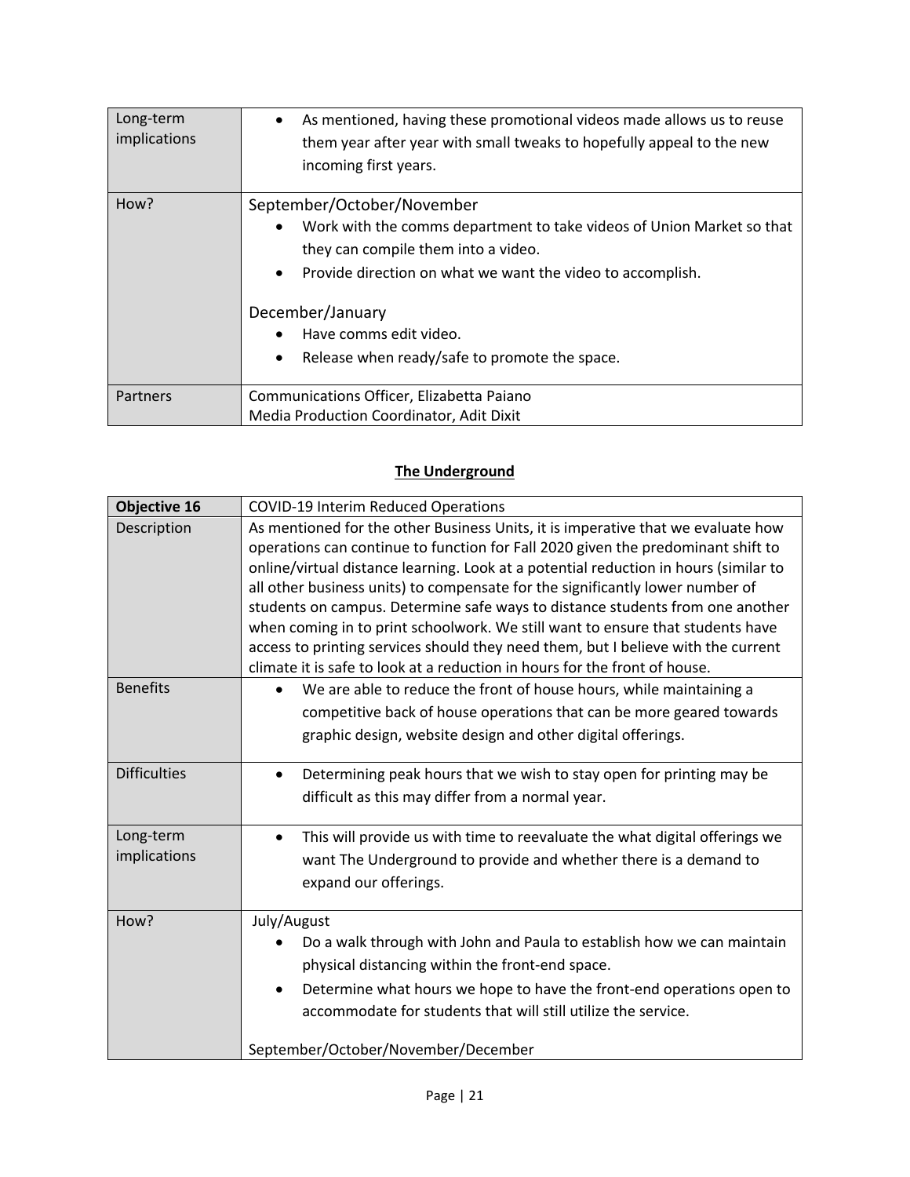| | |
|---|---|
| Long-term implications | • As mentioned, having these promotional videos made allows us to reuse them year after year with small tweaks to hopefully appeal to the new incoming first years. |
| How? | September/October/November<br>• Work with the comms department to take videos of Union Market so that they can compile them into a video.<br>• Provide direction on what we want the video to accomplish.<br><br>December/January<br>• Have comms edit video.<br>• Release when ready/safe to promote the space. |
| Partners | Communications Officer, Elizabetta Paiano<br>Media Production Coordinator, Adit Dixit |

## The Underground

| **Objective 16** | COVID-19 Interim Reduced Operations |
|---|---|
| Description | As mentioned for the other Business Units, it is imperative that we evaluate how operations can continue to function for Fall 2020 given the predominant shift to online/virtual distance learning. Look at a potential reduction in hours (similar to all other business units) to compensate for the significantly lower number of students on campus. Determine safe ways to distance students from one another when coming in to print schoolwork. We still want to ensure that students have access to printing services should they need them, but I believe with the current climate it is safe to look at a reduction in hours for the front of house. |
| Benefits | • We are able to reduce the front of house hours, while maintaining a competitive back of house operations that can be more geared towards graphic design, website design and other digital offerings. |
| Difficulties | • Determining peak hours that we wish to stay open for printing may be difficult as this may differ from a normal year. |
| Long-term implications | • This will provide us with time to reevaluate the what digital offerings we want The Underground to provide and whether there is a demand to expand our offerings. |
| How? | July/August<br>• Do a walk through with John and Paula to establish how we can maintain physical distancing within the front-end space.<br>• Determine what hours we hope to have the front-end operations open to accommodate for students that will still utilize the service.<br><br>September/October/November/December |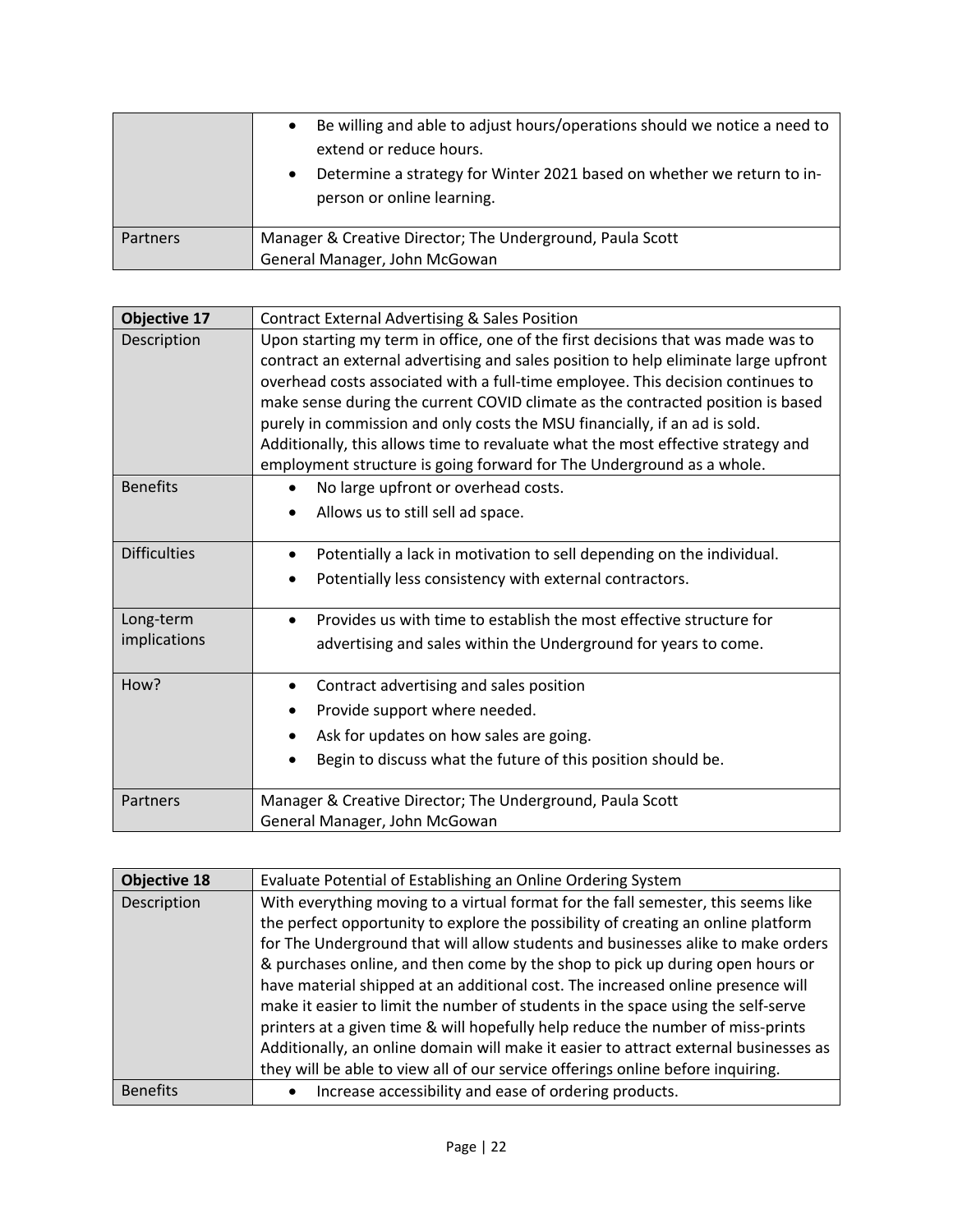| | |
|---|---|
| | • Be willing and able to adjust hours/operations should we notice a need to extend or reduce hours.<br>• Determine a strategy for Winter 2021 based on whether we return to in-person or online learning. |
| Partners | Manager & Creative Director; The Underground, Paula Scott<br>General Manager, John McGowan |

| **Objective 17** | Contract External Advertising & Sales Position |
|---|---|
| Description | Upon starting my term in office, one of the first decisions that was made was to contract an external advertising and sales position to help eliminate large upfront overhead costs associated with a full-time employee. This decision continues to make sense during the current COVID climate as the contracted position is based purely in commission and only costs the MSU financially, if an ad is sold. Additionally, this allows time to revaluate what the most effective strategy and employment structure is going forward for The Underground as a whole. |
| Benefits | • No large upfront or overhead costs.<br>• Allows us to still sell ad space. |
| Difficulties | • Potentially a lack in motivation to sell depending on the individual.<br>• Potentially less consistency with external contractors. |
| Long-term implications | • Provides us with time to establish the most effective structure for advertising and sales within the Underground for years to come. |
| How? | • Contract advertising and sales position<br>• Provide support where needed.<br>• Ask for updates on how sales are going.<br>• Begin to discuss what the future of this position should be. |
| Partners | Manager & Creative Director; The Underground, Paula Scott<br>General Manager, John McGowan |

| **Objective 18** | Evaluate Potential of Establishing an Online Ordering System |
|---|---|
| Description | With everything moving to a virtual format for the fall semester, this seems like the perfect opportunity to explore the possibility of creating an online platform for The Underground that will allow students and businesses alike to make orders & purchases online, and then come by the shop to pick up during open hours or have material shipped at an additional cost. The increased online presence will make it easier to limit the number of students in the space using the self-serve printers at a given time & will hopefully help reduce the number of miss-prints Additionally, an online domain will make it easier to attract external businesses as they will be able to view all of our service offerings online before inquiring. |
| Benefits | • Increase accessibility and ease of ordering products. |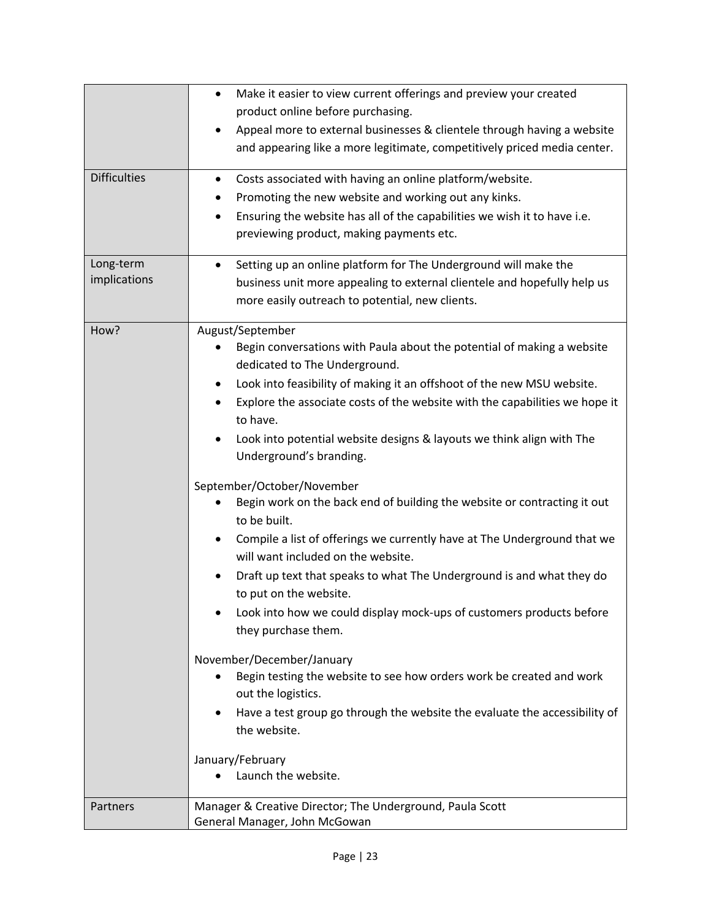| | |
|---|---|
| | • Make it easier to view current offerings and preview your created product online before purchasing.<br>• Appeal more to external businesses & clientele through having a website and appearing like a more legitimate, competitively priced media center. |
| Difficulties | • Costs associated with having an online platform/website.<br>• Promoting the new website and working out any kinks.<br>• Ensuring the website has all of the capabilities we wish it to have i.e. previewing product, making payments etc. |
| Long-term implications | • Setting up an online platform for The Underground will make the business unit more appealing to external clientele and hopefully help us more easily outreach to potential, new clients. |
| How? | August/September<br>• Begin conversations with Paula about the potential of making a website dedicated to The Underground.<br>• Look into feasibility of making it an offshoot of the new MSU website.<br>• Explore the associate costs of the website with the capabilities we hope it to have.<br>• Look into potential website designs & layouts we think align with The Underground's branding.<br><br>September/October/November<br>• Begin work on the back end of building the website or contracting it out to be built.<br>• Compile a list of offerings we currently have at The Underground that we will want included on the website.<br>• Draft up text that speaks to what The Underground is and what they do to put on the website.<br>• Look into how we could display mock-ups of customers products before they purchase them.<br><br>November/December/January<br>• Begin testing the website to see how orders work be created and work out the logistics.<br>• Have a test group go through the website the evaluate the accessibility of the website.<br><br>January/February<br>• Launch the website. |
| Partners | Manager & Creative Director; The Underground, Paula Scott<br>General Manager, John McGowan |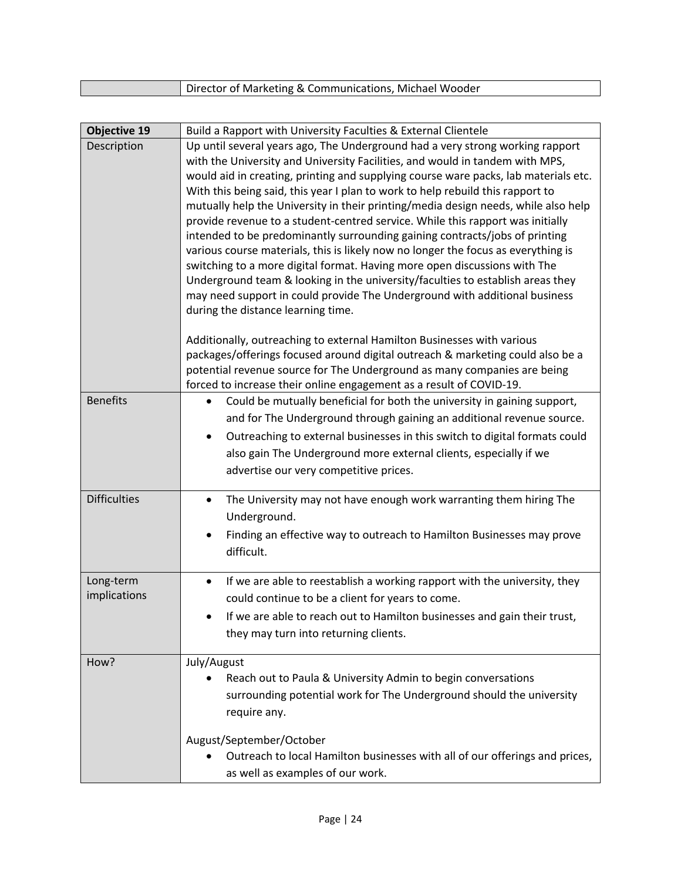| | Director of Marketing & Communications, Michael Wooder |
|---|---|

| **Objective 19** | Build a Rapport with University Faculties & External Clientele |
|---|---|
| Description | Up until several years ago, The Underground had a very strong working rapport with the University and University Facilities, and would in tandem with MPS, would aid in creating, printing and supplying course ware packs, lab materials etc. With this being said, this year I plan to work to help rebuild this rapport to mutually help the University in their printing/media design needs, while also help provide revenue to a student-centred service. While this rapport was initially intended to be predominantly surrounding gaining contracts/jobs of printing various course materials, this is likely now no longer the focus as everything is switching to a more digital format. Having more open discussions with The Underground team & looking in the university/faculties to establish areas they may need support in could provide The Underground with additional business during the distance learning time.<br><br>Additionally, outreaching to external Hamilton Businesses with various packages/offerings focused around digital outreach & marketing could also be a potential revenue source for The Underground as many companies are being forced to increase their online engagement as a result of COVID-19. |
| Benefits | • Could be mutually beneficial for both the university in gaining support, and for The Underground through gaining an additional revenue source.<br>• Outreaching to external businesses in this switch to digital formats could also gain The Underground more external clients, especially if we advertise our very competitive prices. |
| Difficulties | • The University may not have enough work warranting them hiring The Underground.<br>• Finding an effective way to outreach to Hamilton Businesses may prove difficult. |
| Long-term implications | • If we are able to reestablish a working rapport with the university, they could continue to be a client for years to come.<br>• If we are able to reach out to Hamilton businesses and gain their trust, they may turn into returning clients. |
| How? | July/August<br>• Reach out to Paula & University Admin to begin conversations surrounding potential work for The Underground should the university require any.<br><br>August/September/October<br>• Outreach to local Hamilton businesses with all of our offerings and prices, as well as examples of our work. |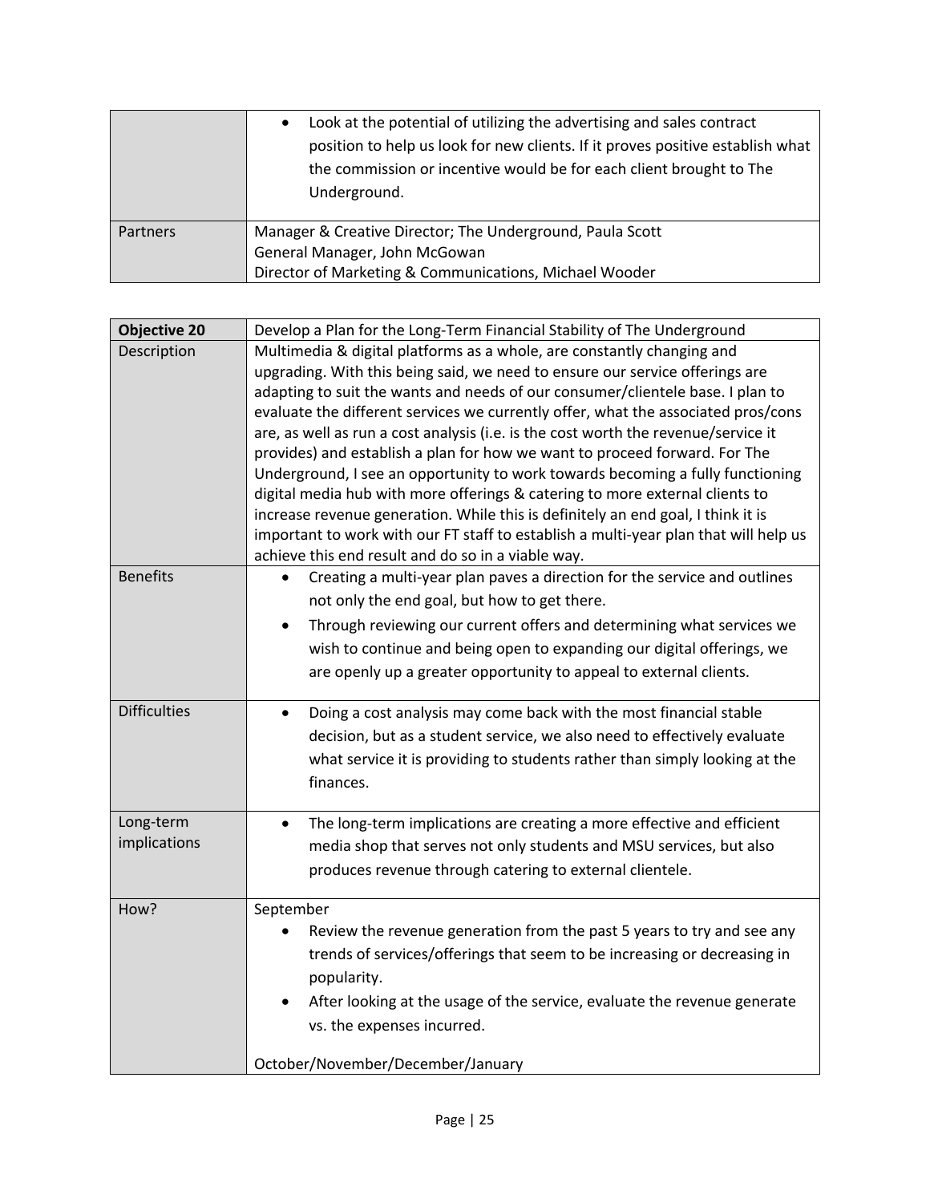| | • Look at the potential of utilizing the advertising and sales contract position to help us look for new clients. If it proves positive establish what the commission or incentive would be for each client brought to The Underground. |
|---|---|
| Partners | Manager & Creative Director; The Underground, Paula Scott<br>General Manager, John McGowan<br>Director of Marketing & Communications, Michael Wooder |

| **Objective 20** | Develop a Plan for the Long-Term Financial Stability of The Underground |
|---|---|
| Description | Multimedia & digital platforms as a whole, are constantly changing and upgrading. With this being said, we need to ensure our service offerings are adapting to suit the wants and needs of our consumer/clientele base. I plan to evaluate the different services we currently offer, what the associated pros/cons are, as well as run a cost analysis (i.e. is the cost worth the revenue/service it provides) and establish a plan for how we want to proceed forward. For The Underground, I see an opportunity to work towards becoming a fully functioning digital media hub with more offerings & catering to more external clients to increase revenue generation. While this is definitely an end goal, I think it is important to work with our FT staff to establish a multi-year plan that will help us achieve this end result and do so in a viable way. |
| Benefits | • Creating a multi-year plan paves a direction for the service and outlines not only the end goal, but how to get there.<br>• Through reviewing our current offers and determining what services we wish to continue and being open to expanding our digital offerings, we are openly up a greater opportunity to appeal to external clients. |
| Difficulties | • Doing a cost analysis may come back with the most financial stable decision, but as a student service, we also need to effectively evaluate what service it is providing to students rather than simply looking at the finances. |
| Long-term implications | • The long-term implications are creating a more effective and efficient media shop that serves not only students and MSU services, but also produces revenue through catering to external clientele. |
| How? | September<br>• Review the revenue generation from the past 5 years to try and see any trends of services/offerings that seem to be increasing or decreasing in popularity.<br>• After looking at the usage of the service, evaluate the revenue generate vs. the expenses incurred.<br><br>October/November/December/January |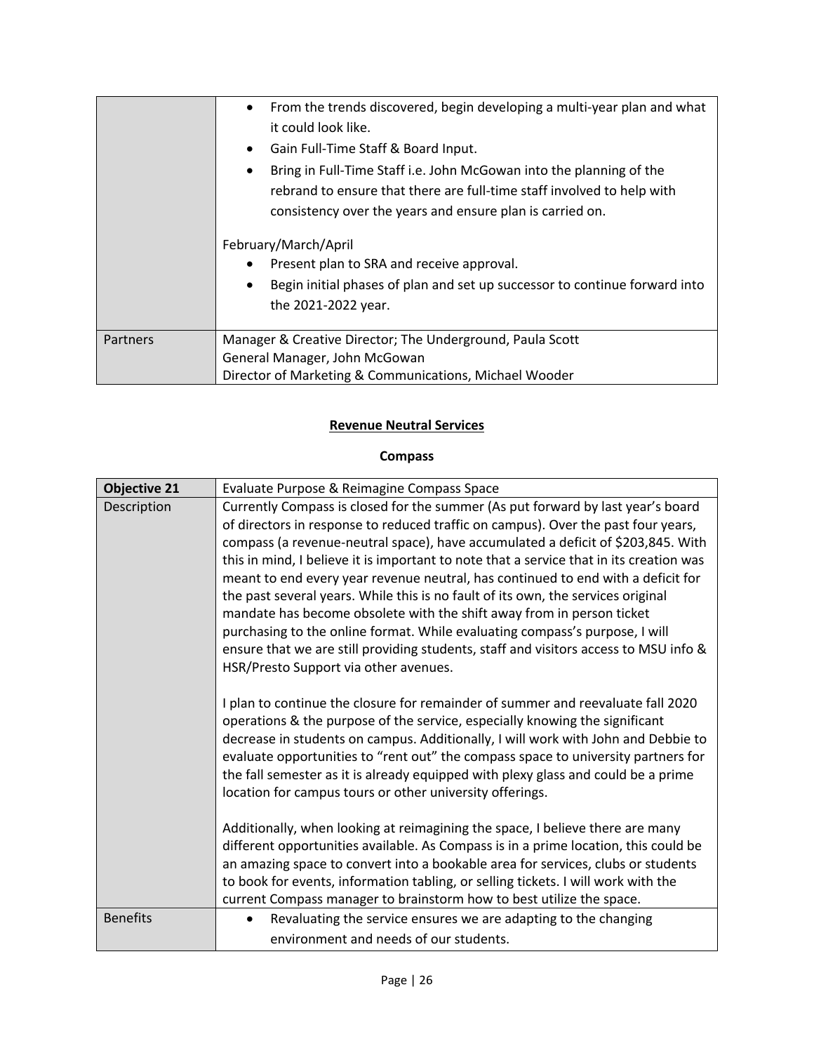| | |
|---|---|
| | • From the trends discovered, begin developing a multi-year plan and what it could look like.<br>• Gain Full-Time Staff & Board Input.<br>• Bring in Full-Time Staff i.e. John McGowan into the planning of the rebrand to ensure that there are full-time staff involved to help with consistency over the years and ensure plan is carried on.<br><br>February/March/April<br>• Present plan to SRA and receive approval.<br>• Begin initial phases of plan and set up successor to continue forward into the 2021-2022 year. |
| Partners | Manager & Creative Director; The Underground, Paula Scott<br>General Manager, John McGowan<br>Director of Marketing & Communications, Michael Wooder |

## **Revenue Neutral Services**

### **Compass**

| **Objective 21** | Evaluate Purpose & Reimagine Compass Space |
|---|---|
| Description | Currently Compass is closed for the summer (As put forward by last year's board of directors in response to reduced traffic on campus). Over the past four years, compass (a revenue-neutral space), have accumulated a deficit of $203,845. With this in mind, I believe it is important to note that a service that in its creation was meant to end every year revenue neutral, has continued to end with a deficit for the past several years. While this is no fault of its own, the services original mandate has become obsolete with the shift away from in person ticket purchasing to the online format. While evaluating compass's purpose, I will ensure that we are still providing students, staff and visitors access to MSU info & HSR/Presto Support via other avenues.<br><br>I plan to continue the closure for remainder of summer and reevaluate fall 2020 operations & the purpose of the service, especially knowing the significant decrease in students on campus. Additionally, I will work with John and Debbie to evaluate opportunities to "rent out" the compass space to university partners for the fall semester as it is already equipped with plexy glass and could be a prime location for campus tours or other university offerings.<br><br>Additionally, when looking at reimagining the space, I believe there are many different opportunities available. As Compass is in a prime location, this could be an amazing space to convert into a bookable area for services, clubs or students to book for events, information tabling, or selling tickets. I will work with the current Compass manager to brainstorm how to best utilize the space. |
| Benefits | • Revaluating the service ensures we are adapting to the changing environment and needs of our students. |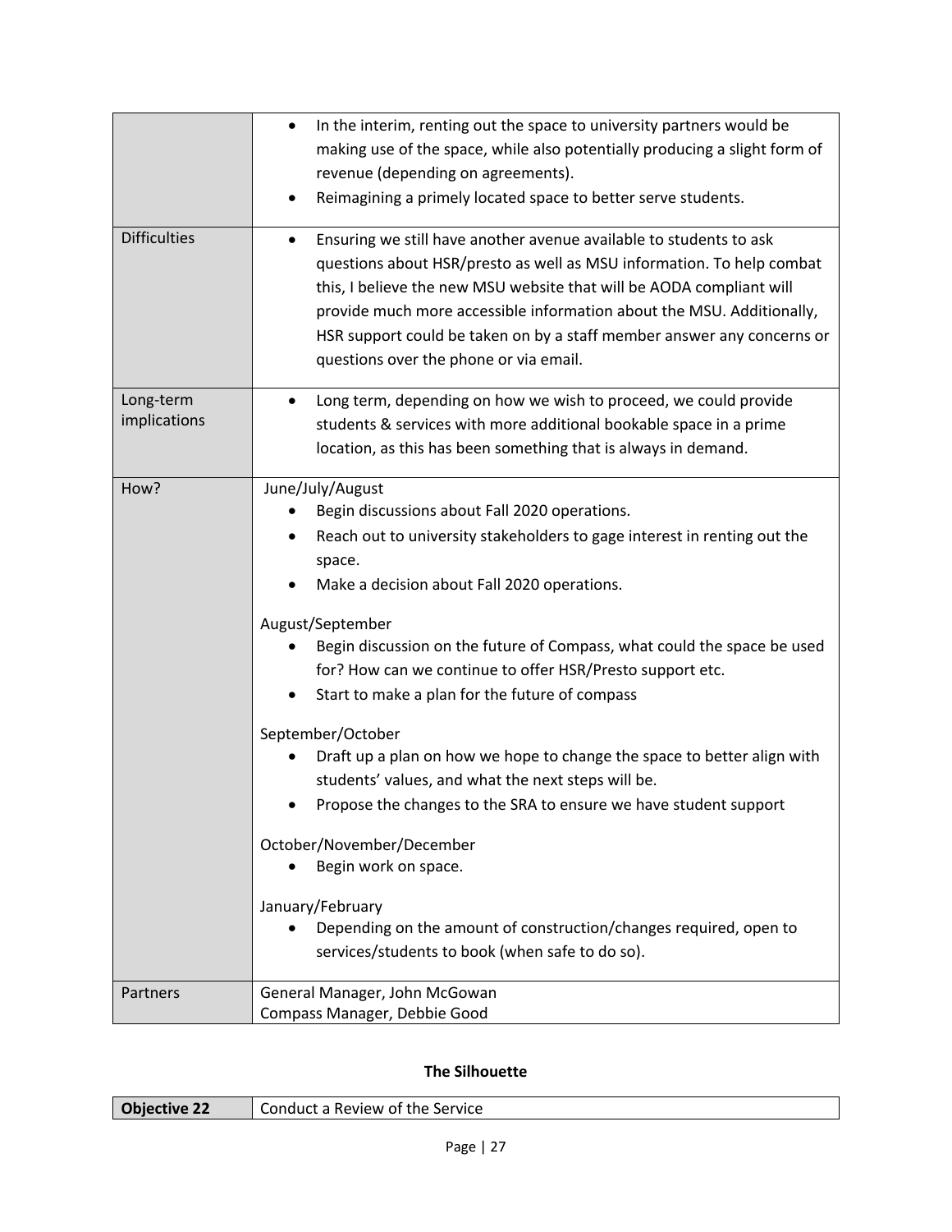| | |
|---|---|
| | • In the interim, renting out the space to university partners would be making use of the space, while also potentially producing a slight form of revenue (depending on agreements).<br>• Reimagining a primely located space to better serve students. |
| Difficulties | • Ensuring we still have another avenue available to students to ask questions about HSR/presto as well as MSU information. To help combat this, I believe the new MSU website that will be AODA compliant will provide much more accessible information about the MSU. Additionally, HSR support could be taken on by a staff member answer any concerns or questions over the phone or via email. |
| Long-term implications | • Long term, depending on how we wish to proceed, we could provide students & services with more additional bookable space in a prime location, as this has been something that is always in demand. |
| How? | June/July/August<br>• Begin discussions about Fall 2020 operations.<br>• Reach out to university stakeholders to gage interest in renting out the space.<br>• Make a decision about Fall 2020 operations.<br><br>August/September<br>• Begin discussion on the future of Compass, what could the space be used for? How can we continue to offer HSR/Presto support etc.<br>• Start to make a plan for the future of compass<br><br>September/October<br>• Draft up a plan on how we hope to change the space to better align with students' values, and what the next steps will be.<br>• Propose the changes to the SRA to ensure we have student support<br><br>October/November/December<br>• Begin work on space.<br><br>January/February<br>• Depending on the amount of construction/changes required, open to services/students to book (when safe to do so). |
| Partners | General Manager, John McGowan<br>Compass Manager, Debbie Good |

### The Silhouette

| **Objective 22** | Conduct a Review of the Service |
|---|---|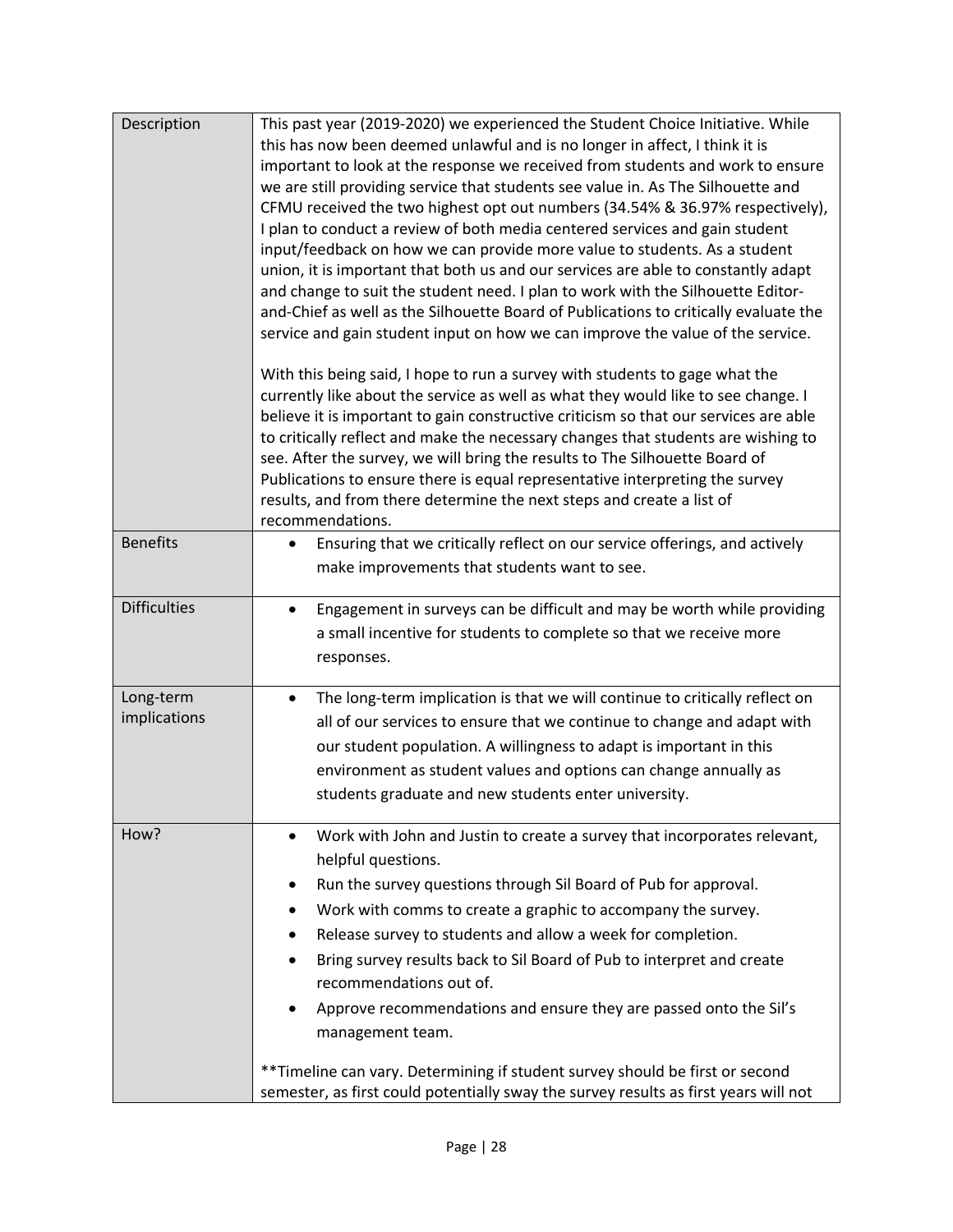| Description | This past year (2019-2020) we experienced the Student Choice Initiative. While this has now been deemed unlawful and is no longer in affect, I think it is important to look at the response we received from students and work to ensure we are still providing service that students see value in. As The Silhouette and CFMU received the two highest opt out numbers (34.54% & 36.97% respectively), I plan to conduct a review of both media centered services and gain student input/feedback on how we can provide more value to students. As a student union, it is important that both us and our services are able to constantly adapt and change to suit the student need. I plan to work with the Silhouette Editor-and-Chief as well as the Silhouette Board of Publications to critically evaluate the service and gain student input on how we can improve the value of the service.<br><br>With this being said, I hope to run a survey with students to gage what the currently like about the service as well as what they would like to see change. I believe it is important to gain constructive criticism so that our services are able to critically reflect and make the necessary changes that students are wishing to see. After the survey, we will bring the results to The Silhouette Board of Publications to ensure there is equal representative interpreting the survey results, and from there determine the next steps and create a list of recommendations. |
|---|---|
| Benefits | • Ensuring that we critically reflect on our service offerings, and actively make improvements that students want to see. |
| Difficulties | • Engagement in surveys can be difficult and may be worth while providing a small incentive for students to complete so that we receive more responses. |
| Long-term implications | • The long-term implication is that we will continue to critically reflect on all of our services to ensure that we continue to change and adapt with our student population. A willingness to adapt is important in this environment as student values and options can change annually as students graduate and new students enter university. |
| How? | • Work with John and Justin to create a survey that incorporates relevant, helpful questions.<br>• Run the survey questions through Sil Board of Pub for approval.<br>• Work with comms to create a graphic to accompany the survey.<br>• Release survey to students and allow a week for completion.<br>• Bring survey results back to Sil Board of Pub to interpret and create recommendations out of.<br>• Approve recommendations and ensure they are passed onto the Sil's management team.<br><br>**Timeline can vary. Determining if student survey should be first or second semester, as first could potentially sway the survey results as first years will not |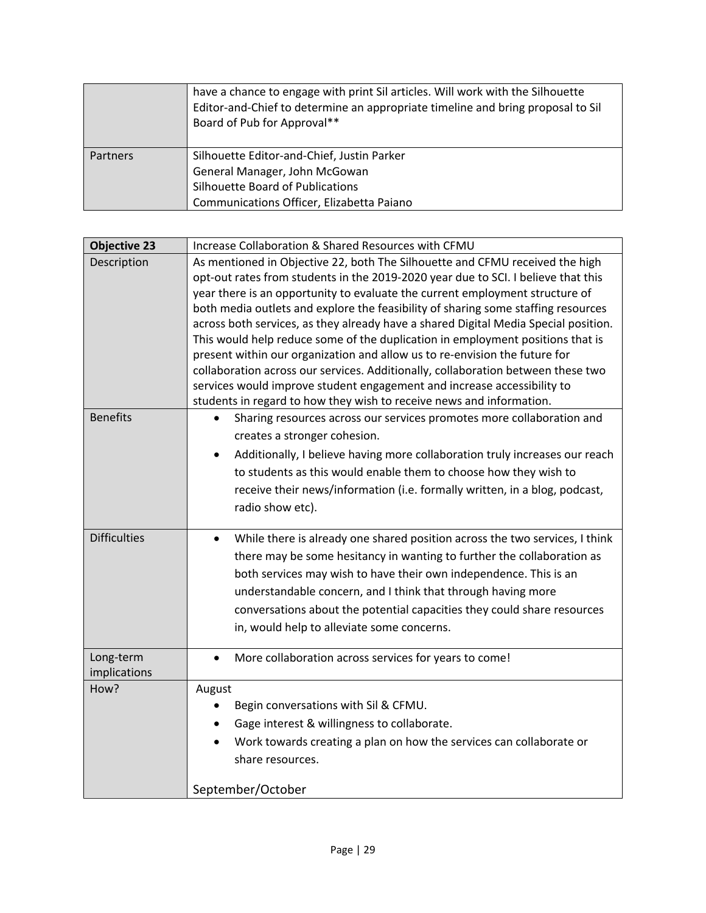| | |
|---|---|
| | have a chance to engage with print Sil articles. Will work with the Silhouette Editor-and-Chief to determine an appropriate timeline and bring proposal to Sil Board of Pub for Approval** |
| Partners | Silhouette Editor-and-Chief, Justin Parker<br>General Manager, John McGowan<br>Silhouette Board of Publications<br>Communications Officer, Elizabetta Paiano |

| **Objective 23** | Increase Collaboration & Shared Resources with CFMU |
|---|---|
| Description | As mentioned in Objective 22, both The Silhouette and CFMU received the high opt-out rates from students in the 2019-2020 year due to SCI. I believe that this year there is an opportunity to evaluate the current employment structure of both media outlets and explore the feasibility of sharing some staffing resources across both services, as they already have a shared Digital Media Special position. This would help reduce some of the duplication in employment positions that is present within our organization and allow us to re-envision the future for collaboration across our services. Additionally, collaboration between these two services would improve student engagement and increase accessibility to students in regard to how they wish to receive news and information. |
| Benefits | • Sharing resources across our services promotes more collaboration and creates a stronger cohesion.<br>• Additionally, I believe having more collaboration truly increases our reach to students as this would enable them to choose how they wish to receive their news/information (i.e. formally written, in a blog, podcast, radio show etc). |
| Difficulties | • While there is already one shared position across the two services, I think there may be some hesitancy in wanting to further the collaboration as both services may wish to have their own independence. This is an understandable concern, and I think that through having more conversations about the potential capacities they could share resources in, would help to alleviate some concerns. |
| Long-term implications | • More collaboration across services for years to come! |
| How? | August<br>• Begin conversations with Sil & CFMU.<br>• Gage interest & willingness to collaborate.<br>• Work towards creating a plan on how the services can collaborate or share resources.<br><br>September/October |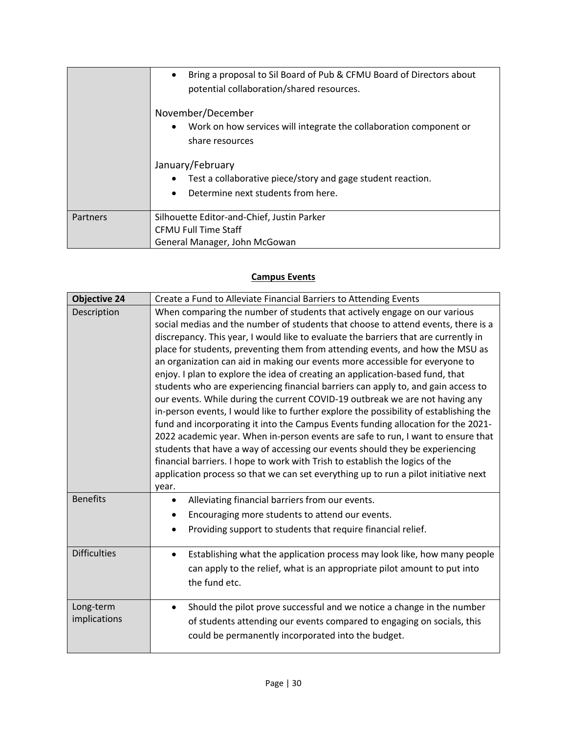| | |
|---|---|
| | • Bring a proposal to Sil Board of Pub & CFMU Board of Directors about potential collaboration/shared resources.<br><br>November/December<br>• Work on how services will integrate the collaboration component or share resources<br><br>January/February<br>• Test a collaborative piece/story and gage student reaction.<br>• Determine next students from here. |
| Partners | Silhouette Editor-and-Chief, Justin Parker<br>CFMU Full Time Staff<br>General Manager, John McGowan |

## Campus Events

| **Objective 24** | Create a Fund to Alleviate Financial Barriers to Attending Events |
|---|---|
| Description | When comparing the number of students that actively engage on our various social medias and the number of students that choose to attend events, there is a discrepancy. This year, I would like to evaluate the barriers that are currently in place for students, preventing them from attending events, and how the MSU as an organization can aid in making our events more accessible for everyone to enjoy. I plan to explore the idea of creating an application-based fund, that students who are experiencing financial barriers can apply to, and gain access to our events. While during the current COVID-19 outbreak we are not having any in-person events, I would like to further explore the possibility of establishing the fund and incorporating it into the Campus Events funding allocation for the 2021-2022 academic year. When in-person events are safe to run, I want to ensure that students that have a way of accessing our events should they be experiencing financial barriers. I hope to work with Trish to establish the logics of the application process so that we can set everything up to run a pilot initiative next year. |
| Benefits | • Alleviating financial barriers from our events.<br>• Encouraging more students to attend our events.<br>• Providing support to students that require financial relief. |
| Difficulties | • Establishing what the application process may look like, how many people can apply to the relief, what is an appropriate pilot amount to put into the fund etc. |
| Long-term implications | • Should the pilot prove successful and we notice a change in the number of students attending our events compared to engaging on socials, this could be permanently incorporated into the budget. |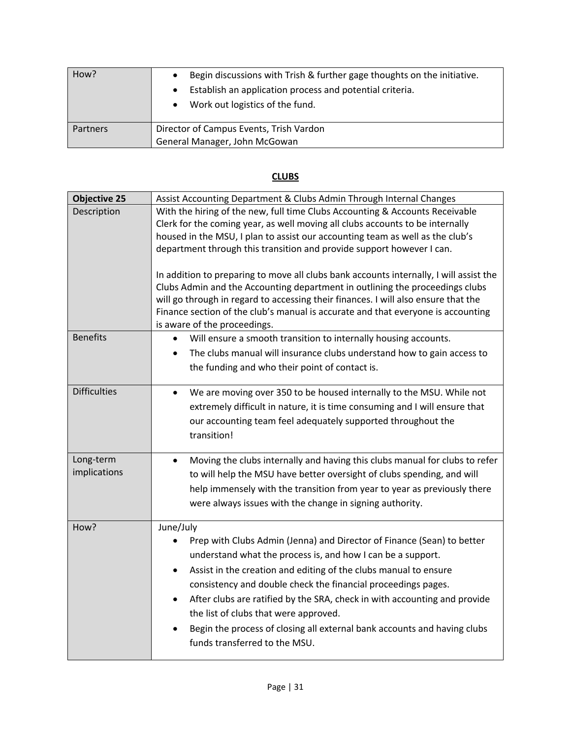| How? | • Begin discussions with Trish & further gage thoughts on the initiative.<br>• Establish an application process and potential criteria.<br>• Work out logistics of the fund. |
|---|---|
| Partners | Director of Campus Events, Trish Vardon<br>General Manager, John McGowan |

## CLUBS

| **Objective 25** | Assist Accounting Department & Clubs Admin Through Internal Changes |
|---|---|
| Description | With the hiring of the new, full time Clubs Accounting & Accounts Receivable Clerk for the coming year, as well moving all clubs accounts to be internally housed in the MSU, I plan to assist our accounting team as well as the club's department through this transition and provide support however I can.<br><br>In addition to preparing to move all clubs bank accounts internally, I will assist the Clubs Admin and the Accounting department in outlining the proceedings clubs will go through in regard to accessing their finances. I will also ensure that the Finance section of the club's manual is accurate and that everyone is accounting is aware of the proceedings. |
| Benefits | • Will ensure a smooth transition to internally housing accounts.<br>• The clubs manual will insurance clubs understand how to gain access to the funding and who their point of contact is. |
| Difficulties | • We are moving over 350 to be housed internally to the MSU. While not extremely difficult in nature, it is time consuming and I will ensure that our accounting team feel adequately supported throughout the transition! |
| Long-term implications | • Moving the clubs internally and having this clubs manual for clubs to refer to will help the MSU have better oversight of clubs spending, and will help immensely with the transition from year to year as previously there were always issues with the change in signing authority. |
| How? | June/July<br>• Prep with Clubs Admin (Jenna) and Director of Finance (Sean) to better understand what the process is, and how I can be a support.<br>• Assist in the creation and editing of the clubs manual to ensure consistency and double check the financial proceedings pages.<br>• After clubs are ratified by the SRA, check in with accounting and provide the list of clubs that were approved.<br>• Begin the process of closing all external bank accounts and having clubs funds transferred to the MSU. |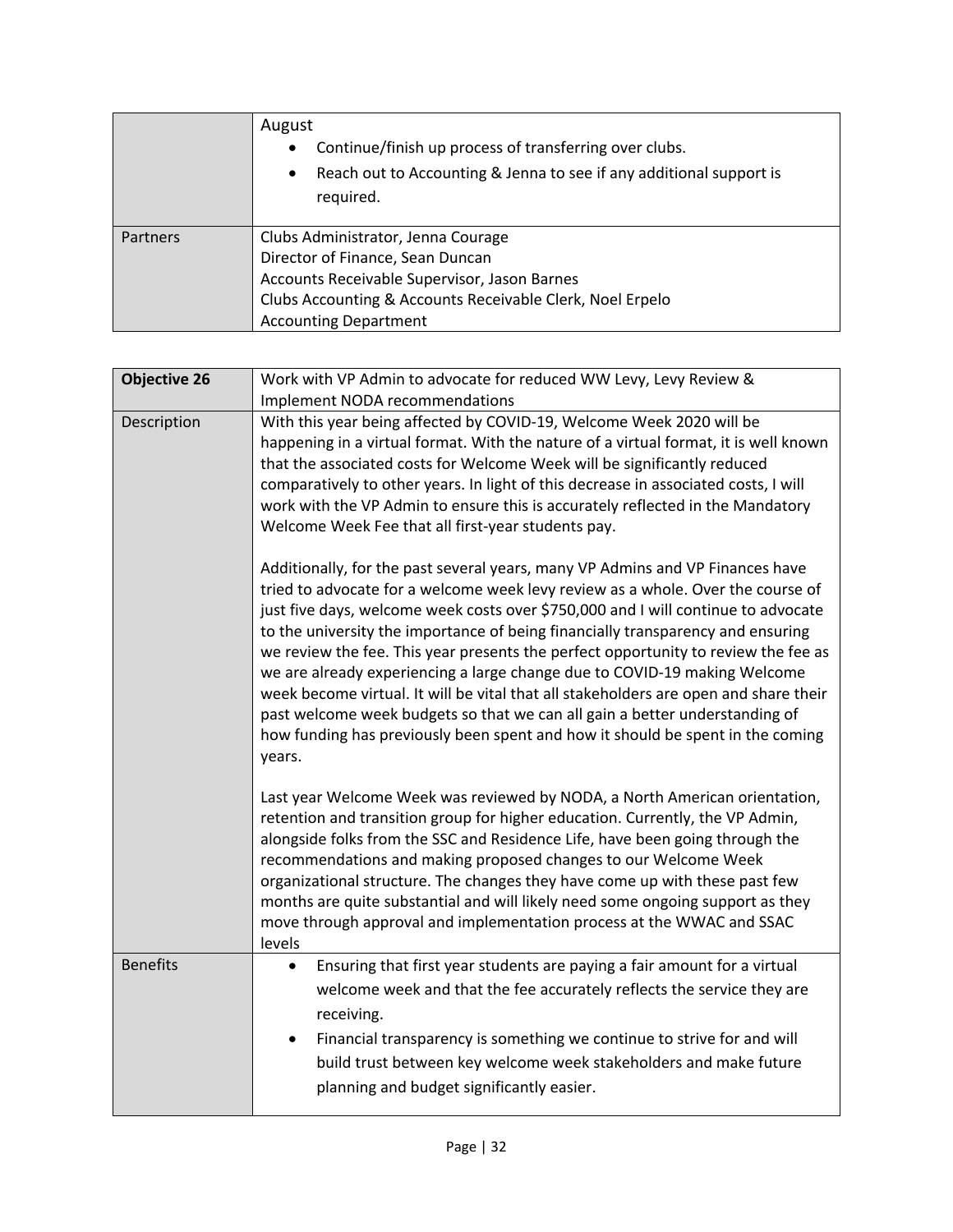| | |
|---|---|
| | August<br>• Continue/finish up process of transferring over clubs.<br>• Reach out to Accounting & Jenna to see if any additional support is required. |
| Partners | Clubs Administrator, Jenna Courage<br>Director of Finance, Sean Duncan<br>Accounts Receivable Supervisor, Jason Barnes<br>Clubs Accounting & Accounts Receivable Clerk, Noel Erpelo<br>Accounting Department |

| **Objective 26** | Work with VP Admin to advocate for reduced WW Levy, Levy Review & Implement NODA recommendations |
|---|---|
| Description | With this year being affected by COVID-19, Welcome Week 2020 will be happening in a virtual format. With the nature of a virtual format, it is well known that the associated costs for Welcome Week will be significantly reduced comparatively to other years. In light of this decrease in associated costs, I will work with the VP Admin to ensure this is accurately reflected in the Mandatory Welcome Week Fee that all first-year students pay.<br><br>Additionally, for the past several years, many VP Admins and VP Finances have tried to advocate for a welcome week levy review as a whole. Over the course of just five days, welcome week costs over $750,000 and I will continue to advocate to the university the importance of being financially transparency and ensuring we review the fee. This year presents the perfect opportunity to review the fee as we are already experiencing a large change due to COVID-19 making Welcome week become virtual. It will be vital that all stakeholders are open and share their past welcome week budgets so that we can all gain a better understanding of how funding has previously been spent and how it should be spent in the coming years.<br><br>Last year Welcome Week was reviewed by NODA, a North American orientation, retention and transition group for higher education. Currently, the VP Admin, alongside folks from the SSC and Residence Life, have been going through the recommendations and making proposed changes to our Welcome Week organizational structure. The changes they have come up with these past few months are quite substantial and will likely need some ongoing support as they move through approval and implementation process at the WWAC and SSAC levels |
| Benefits | • Ensuring that first year students are paying a fair amount for a virtual welcome week and that the fee accurately reflects the service they are receiving.<br>• Financial transparency is something we continue to strive for and will build trust between key welcome week stakeholders and make future planning and budget significantly easier. |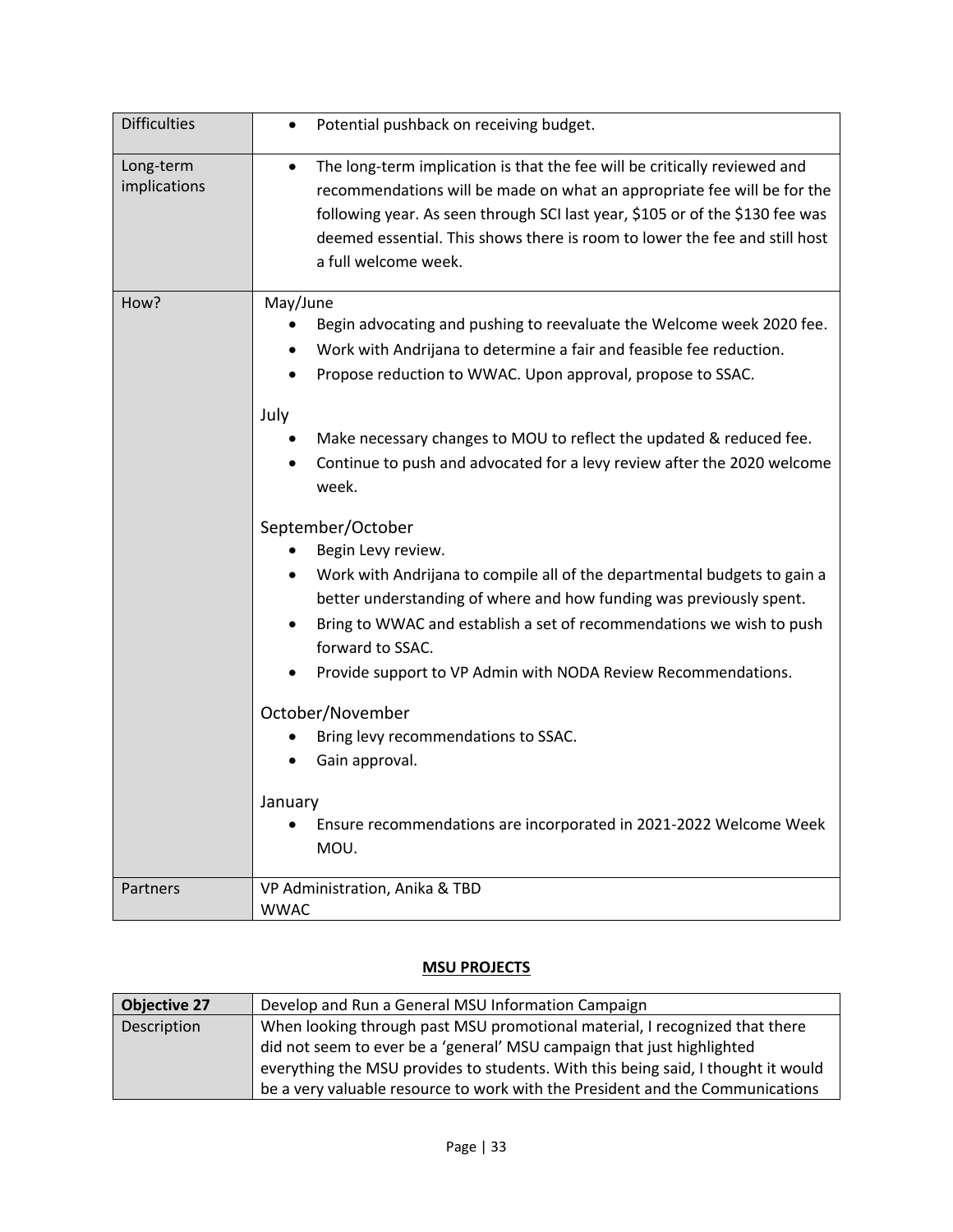| | |
|---|---|
| Difficulties | • Potential pushback on receiving budget. |
| Long-term implications | • The long-term implication is that the fee will be critically reviewed and recommendations will be made on what an appropriate fee will be for the following year. As seen through SCI last year, $105 or of the $130 fee was deemed essential. This shows there is room to lower the fee and still host a full welcome week. |
| How? | May/June<br>• Begin advocating and pushing to reevaluate the Welcome week 2020 fee.<br>• Work with Andrijana to determine a fair and feasible fee reduction.<br>• Propose reduction to WWAC. Upon approval, propose to SSAC.<br><br>July<br>• Make necessary changes to MOU to reflect the updated & reduced fee.<br>• Continue to push and advocated for a levy review after the 2020 welcome week.<br><br>September/October<br>• Begin Levy review.<br>• Work with Andrijana to compile all of the departmental budgets to gain a better understanding of where and how funding was previously spent.<br>• Bring to WWAC and establish a set of recommendations we wish to push forward to SSAC.<br>• Provide support to VP Admin with NODA Review Recommendations.<br><br>October/November<br>• Bring levy recommendations to SSAC.<br>• Gain approval.<br><br>January<br>• Ensure recommendations are incorporated in 2021-2022 Welcome Week MOU. |
| Partners | VP Administration, Anika & TBD<br>WWAC |

## MSU PROJECTS

| **Objective 27** | Develop and Run a General MSU Information Campaign |
|---|---|
| Description | When looking through past MSU promotional material, I recognized that there did not seem to ever be a 'general' MSU campaign that just highlighted everything the MSU provides to students. With this being said, I thought it would be a very valuable resource to work with the President and the Communications |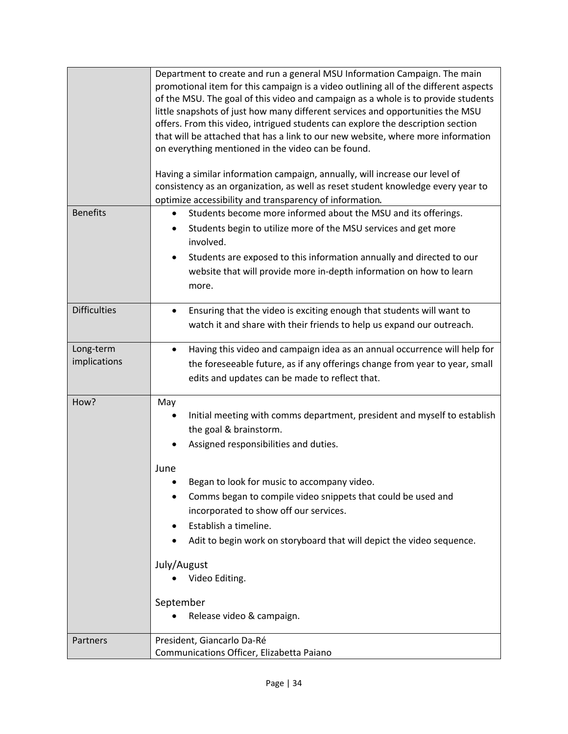| | |
|---|---|
| | Department to create and run a general MSU Information Campaign. The main promotional item for this campaign is a video outlining all of the different aspects of the MSU. The goal of this video and campaign as a whole is to provide students little snapshots of just how many different services and opportunities the MSU offers. From this video, intrigued students can explore the description section that will be attached that has a link to our new website, where more information on everything mentioned in the video can be found.<br><br>Having a similar information campaign, annually, will increase our level of consistency as an organization, as well as reset student knowledge every year to optimize accessibility and transparency of information. |
| Benefits | • Students become more informed about the MSU and its offerings.<br>• Students begin to utilize more of the MSU services and get more involved.<br>• Students are exposed to this information annually and directed to our website that will provide more in-depth information on how to learn more. |
| Difficulties | • Ensuring that the video is exciting enough that students will want to watch it and share with their friends to help us expand our outreach. |
| Long-term implications | • Having this video and campaign idea as an annual occurrence will help for the foreseeable future, as if any offerings change from year to year, small edits and updates can be made to reflect that. |
| How? | May<br>• Initial meeting with comms department, president and myself to establish the goal & brainstorm.<br>• Assigned responsibilities and duties.<br><br>June<br>• Began to look for music to accompany video.<br>• Comms began to compile video snippets that could be used and incorporated to show off our services.<br>• Establish a timeline.<br>• Adit to begin work on storyboard that will depict the video sequence.<br><br>July/August<br>• Video Editing.<br><br>September<br>• Release video & campaign. |
| Partners | President, Giancarlo Da-Ré<br>Communications Officer, Elizabetta Paiano |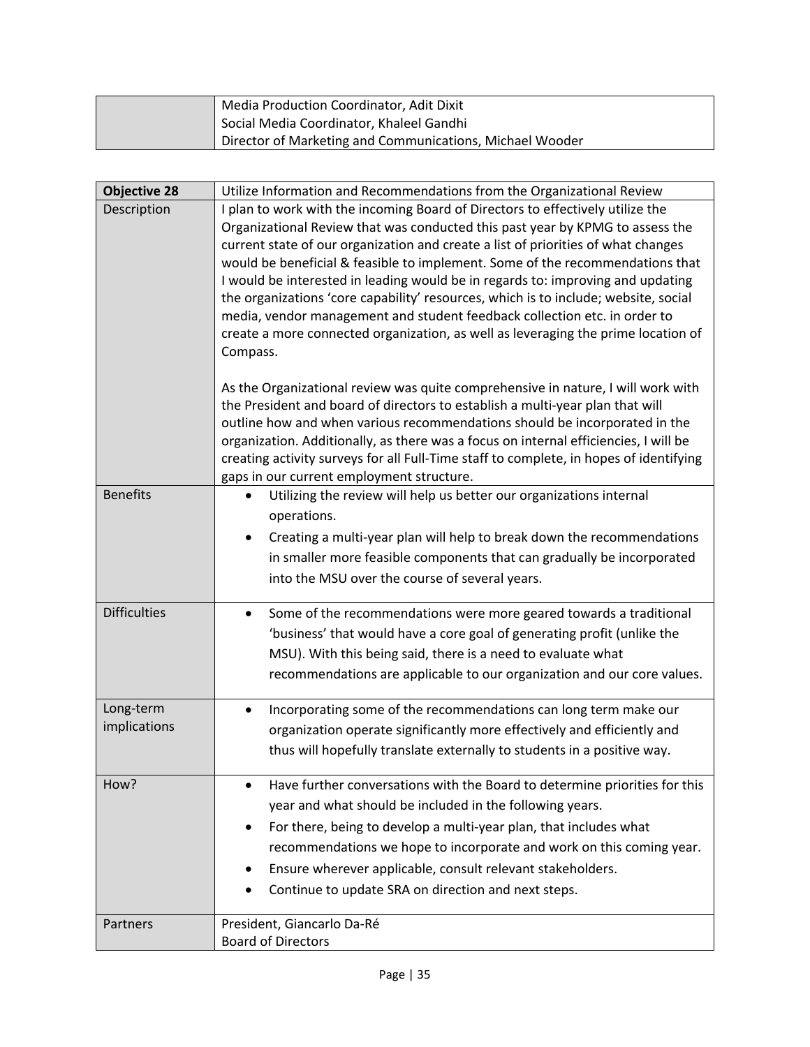| | |
|---|---|
| | Media Production Coordinator, Adit Dixit<br>Social Media Coordinator, Khaleel Gandhi<br>Director of Marketing and Communications, Michael Wooder |

| **Objective 28** | Utilize Information and Recommendations from the Organizational Review |
|---|---|
| Description | I plan to work with the incoming Board of Directors to effectively utilize the Organizational Review that was conducted this past year by KPMG to assess the current state of our organization and create a list of priorities of what changes would be beneficial & feasible to implement. Some of the recommendations that I would be interested in leading would be in regards to: improving and updating the organizations 'core capability' resources, which is to include; website, social media, vendor management and student feedback collection etc. in order to create a more connected organization, as well as leveraging the prime location of Compass.<br><br>As the Organizational review was quite comprehensive in nature, I will work with the President and board of directors to establish a multi-year plan that will outline how and when various recommendations should be incorporated in the organization. Additionally, as there was a focus on internal efficiencies, I will be creating activity surveys for all Full-Time staff to complete, in hopes of identifying gaps in our current employment structure. |
| Benefits | • Utilizing the review will help us better our organizations internal operations.<br>• Creating a multi-year plan will help to break down the recommendations in smaller more feasible components that can gradually be incorporated into the MSU over the course of several years. |
| Difficulties | • Some of the recommendations were more geared towards a traditional 'business' that would have a core goal of generating profit (unlike the MSU). With this being said, there is a need to evaluate what recommendations are applicable to our organization and our core values. |
| Long-term implications | • Incorporating some of the recommendations can long term make our organization operate significantly more effectively and efficiently and thus will hopefully translate externally to students in a positive way. |
| How? | • Have further conversations with the Board to determine priorities for this year and what should be included in the following years.<br>• For there, being to develop a multi-year plan, that includes what recommendations we hope to incorporate and work on this coming year.<br>• Ensure wherever applicable, consult relevant stakeholders.<br>• Continue to update SRA on direction and next steps. |
| Partners | President, Giancarlo Da-Ré<br>Board of Directors |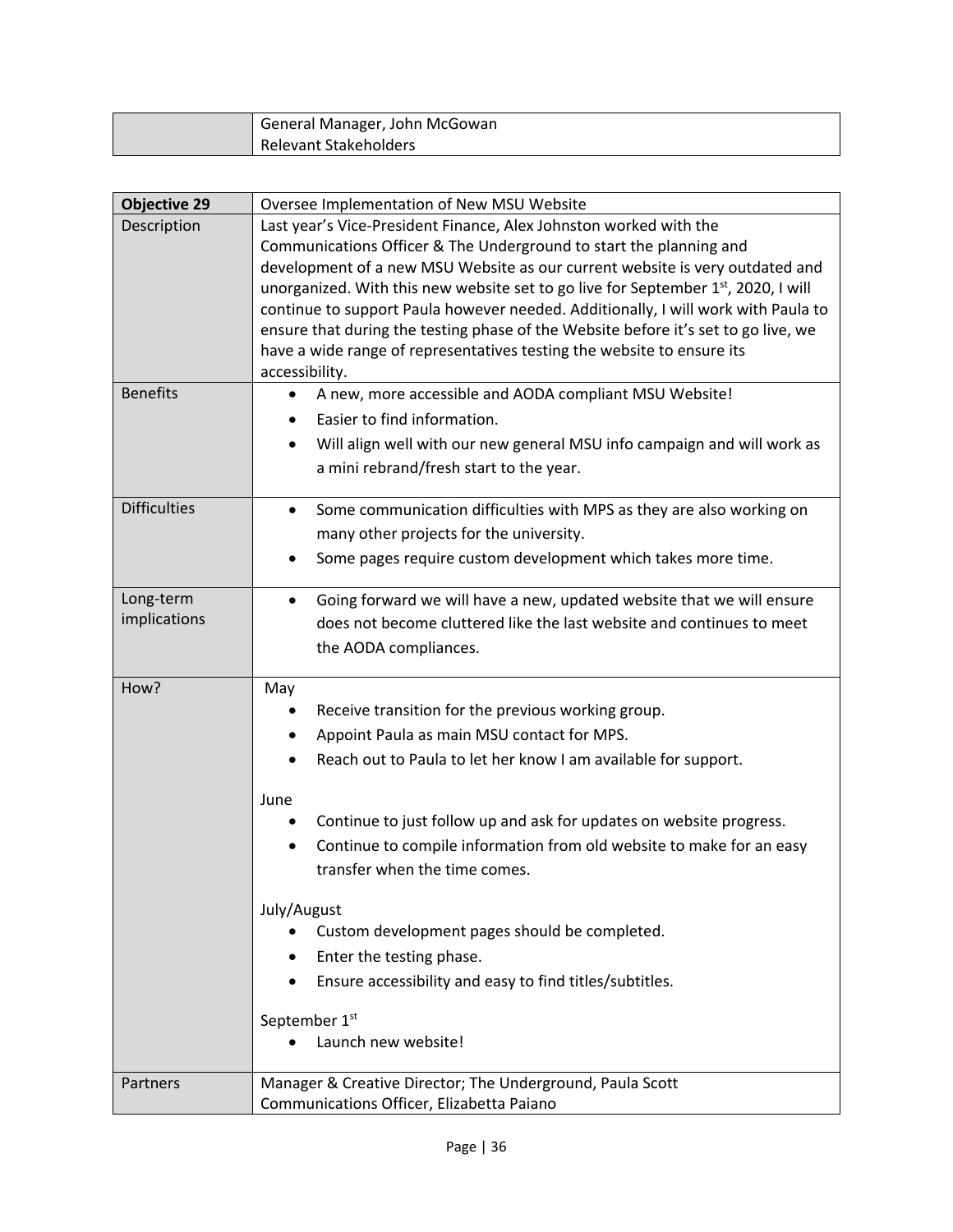| | |
|---|---|
| | General Manager, John McGowan<br>Relevant Stakeholders |

| **Objective 29** | Oversee Implementation of New MSU Website |
|---|---|
| Description | Last year's Vice-President Finance, Alex Johnston worked with the Communications Officer & The Underground to start the planning and development of a new MSU Website as our current website is very outdated and unorganized. With this new website set to go live for September 1st, 2020, I will continue to support Paula however needed. Additionally, I will work with Paula to ensure that during the testing phase of the Website before it's set to go live, we have a wide range of representatives testing the website to ensure its accessibility. |
| Benefits | • A new, more accessible and AODA compliant MSU Website!<br>• Easier to find information.<br>• Will align well with our new general MSU info campaign and will work as a mini rebrand/fresh start to the year. |
| Difficulties | • Some communication difficulties with MPS as they are also working on many other projects for the university.<br>• Some pages require custom development which takes more time. |
| Long-term implications | • Going forward we will have a new, updated website that we will ensure does not become cluttered like the last website and continues to meet the AODA compliances. |
| How? | May<br>• Receive transition for the previous working group.<br>• Appoint Paula as main MSU contact for MPS.<br>• Reach out to Paula to let her know I am available for support.<br><br>June<br>• Continue to just follow up and ask for updates on website progress.<br>• Continue to compile information from old website to make for an easy transfer when the time comes.<br><br>July/August<br>• Custom development pages should be completed.<br>• Enter the testing phase.<br>• Ensure accessibility and easy to find titles/subtitles.<br><br>September 1st<br>• Launch new website! |
| Partners | Manager & Creative Director; The Underground, Paula Scott<br>Communications Officer, Elizabetta Paiano |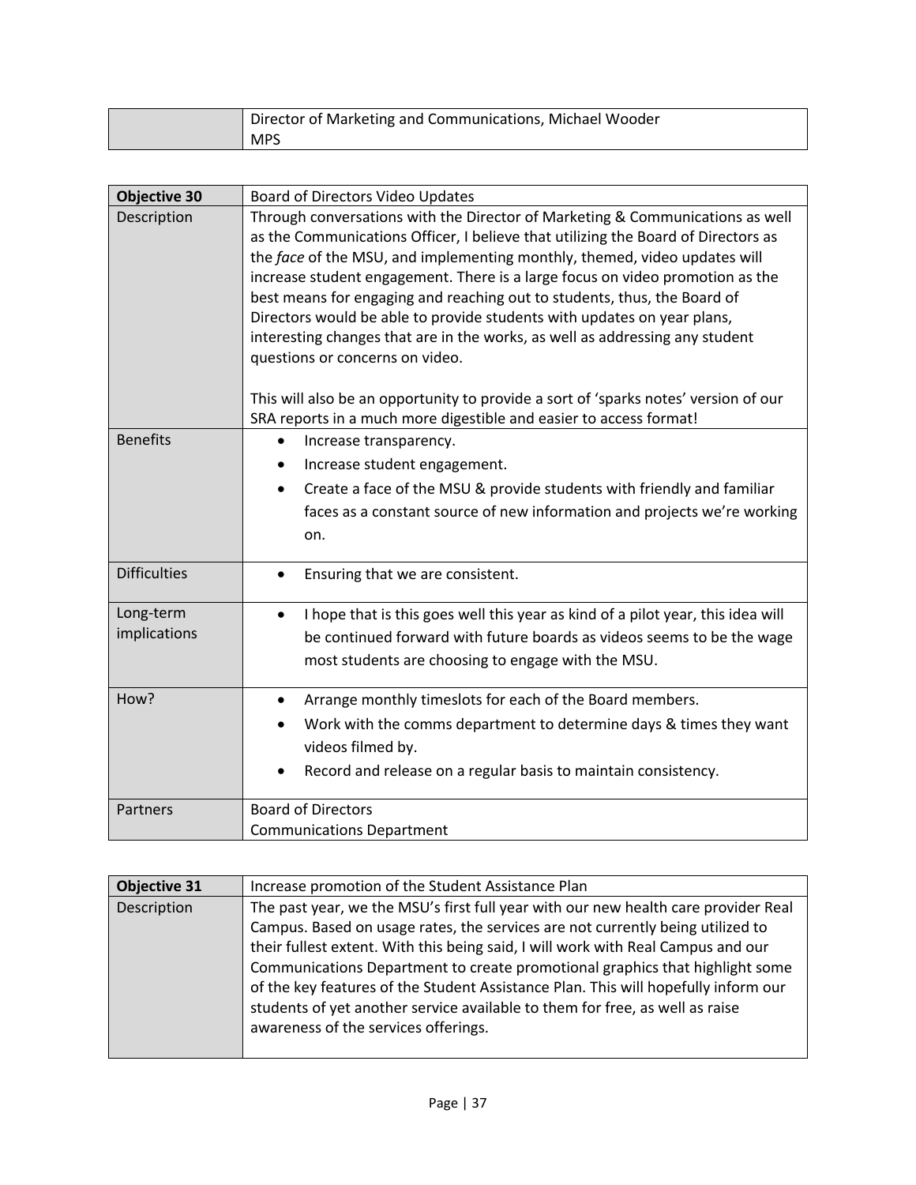| | Director of Marketing and Communications, Michael Wooder<br>MPS |
|---|---|

| **Objective 30** | Board of Directors Video Updates |
|---|---|
| Description | Through conversations with the Director of Marketing & Communications as well as the Communications Officer, I believe that utilizing the Board of Directors as the *face* of the MSU, and implementing monthly, themed, video updates will increase student engagement. There is a large focus on video promotion as the best means for engaging and reaching out to students, thus, the Board of Directors would be able to provide students with updates on year plans, interesting changes that are in the works, as well as addressing any student questions or concerns on video.<br><br>This will also be an opportunity to provide a sort of 'sparks notes' version of our SRA reports in a much more digestible and easier to access format! |
| Benefits | • Increase transparency.<br>• Increase student engagement.<br>• Create a face of the MSU & provide students with friendly and familiar faces as a constant source of new information and projects we're working on. |
| Difficulties | • Ensuring that we are consistent. |
| Long-term implications | • I hope that is this goes well this year as kind of a pilot year, this idea will be continued forward with future boards as videos seems to be the wage most students are choosing to engage with the MSU. |
| How? | • Arrange monthly timeslots for each of the Board members.<br>• Work with the comms department to determine days & times they want videos filmed by.<br>• Record and release on a regular basis to maintain consistency. |
| Partners | Board of Directors<br>Communications Department |

| **Objective 31** | Increase promotion of the Student Assistance Plan |
|---|---|
| Description | The past year, we the MSU's first full year with our new health care provider Real Campus. Based on usage rates, the services are not currently being utilized to their fullest extent. With this being said, I will work with Real Campus and our Communications Department to create promotional graphics that highlight some of the key features of the Student Assistance Plan. This will hopefully inform our students of yet another service available to them for free, as well as raise awareness of the services offerings. |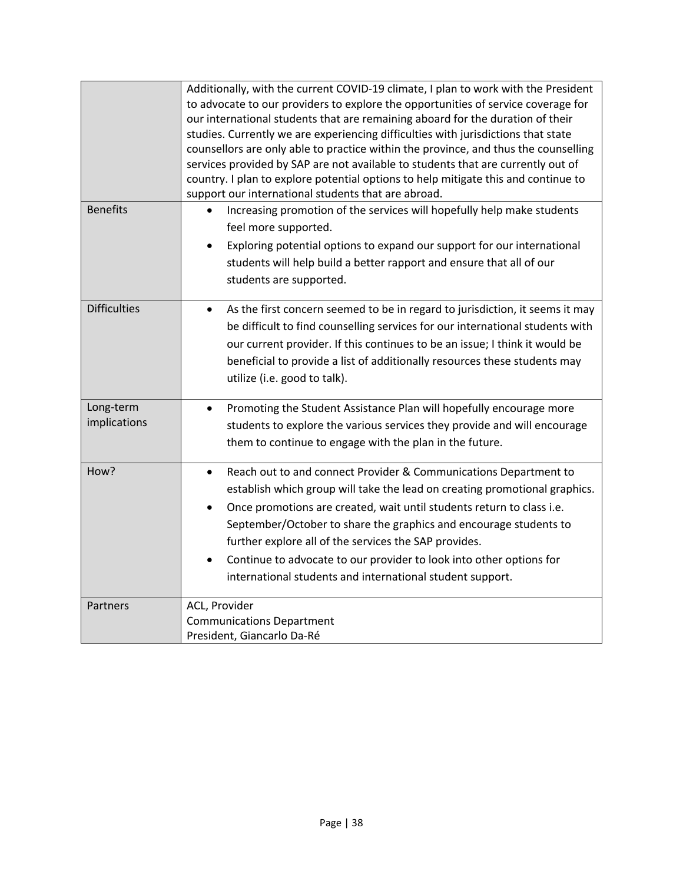| | |
|---|---|
| | Additionally, with the current COVID-19 climate, I plan to work with the President to advocate to our providers to explore the opportunities of service coverage for our international students that are remaining aboard for the duration of their studies. Currently we are experiencing difficulties with jurisdictions that state counsellors are only able to practice within the province, and thus the counselling services provided by SAP are not available to students that are currently out of country. I plan to explore potential options to help mitigate this and continue to support our international students that are abroad. |
| Benefits | • Increasing promotion of the services will hopefully help make students feel more supported.<br>• Exploring potential options to expand our support for our international students will help build a better rapport and ensure that all of our students are supported. |
| Difficulties | • As the first concern seemed to be in regard to jurisdiction, it seems it may be difficult to find counselling services for our international students with our current provider. If this continues to be an issue; I think it would be beneficial to provide a list of additionally resources these students may utilize (i.e. good to talk). |
| Long-term implications | • Promoting the Student Assistance Plan will hopefully encourage more students to explore the various services they provide and will encourage them to continue to engage with the plan in the future. |
| How? | • Reach out to and connect Provider & Communications Department to establish which group will take the lead on creating promotional graphics.<br>• Once promotions are created, wait until students return to class i.e. September/October to share the graphics and encourage students to further explore all of the services the SAP provides.<br>• Continue to advocate to our provider to look into other options for international students and international student support. |
| Partners | ACL, Provider<br>Communications Department<br>President, Giancarlo Da-Ré |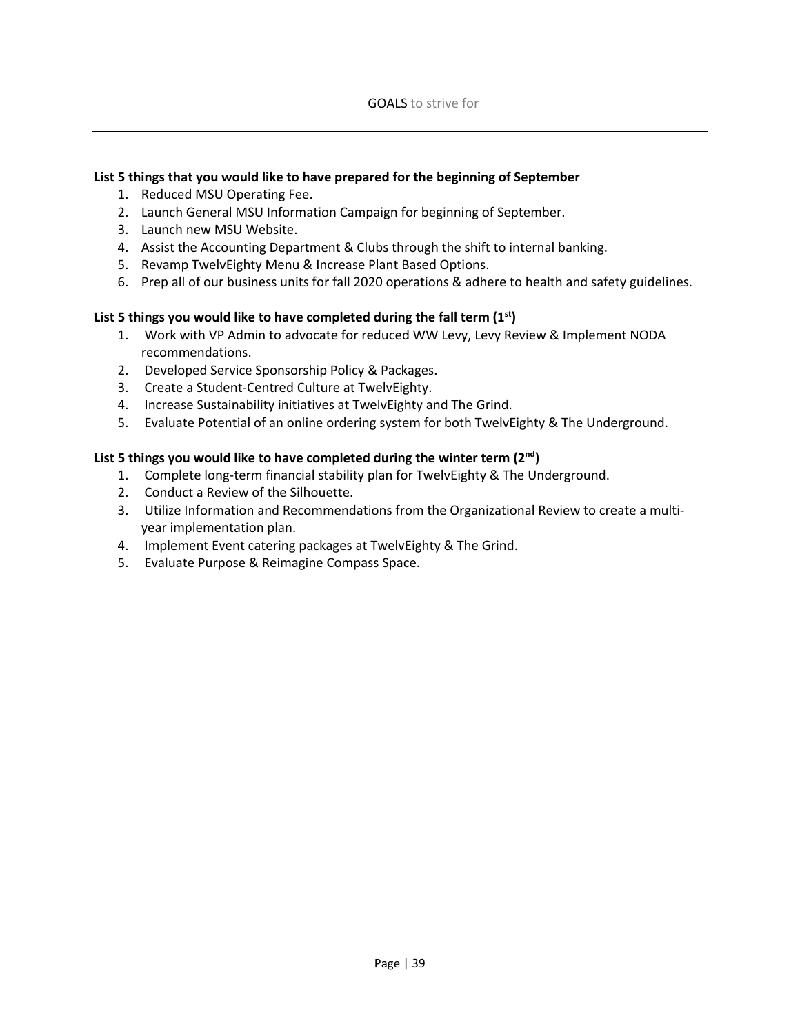GOALS to strive for

**List 5 things that you would like to have prepared for the beginning of September**

1. Reduced MSU Operating Fee.
2. Launch General MSU Information Campaign for beginning of September.
3. Launch new MSU Website.
4. Assist the Accounting Department & Clubs through the shift to internal banking.
5. Revamp TwelvEighty Menu & Increase Plant Based Options.
6. Prep all of our business units for fall 2020 operations & adhere to health and safety guidelines.

**List 5 things you would like to have completed during the fall term (1st)**

1. Work with VP Admin to advocate for reduced WW Levy, Levy Review & Implement NODA recommendations.
2. Developed Service Sponsorship Policy & Packages.
3. Create a Student-Centred Culture at TwelvEighty.
4. Increase Sustainability initiatives at TwelvEighty and The Grind.
5. Evaluate Potential of an online ordering system for both TwelvEighty & The Underground.

**List 5 things you would like to have completed during the winter term (2nd)**

1. Complete long-term financial stability plan for TwelvEighty & The Underground.
2. Conduct a Review of the Silhouette.
3. Utilize Information and Recommendations from the Organizational Review to create a multi-year implementation plan.
4. Implement Event catering packages at TwelvEighty & The Grind.
5. Evaluate Purpose & Reimagine Compass Space.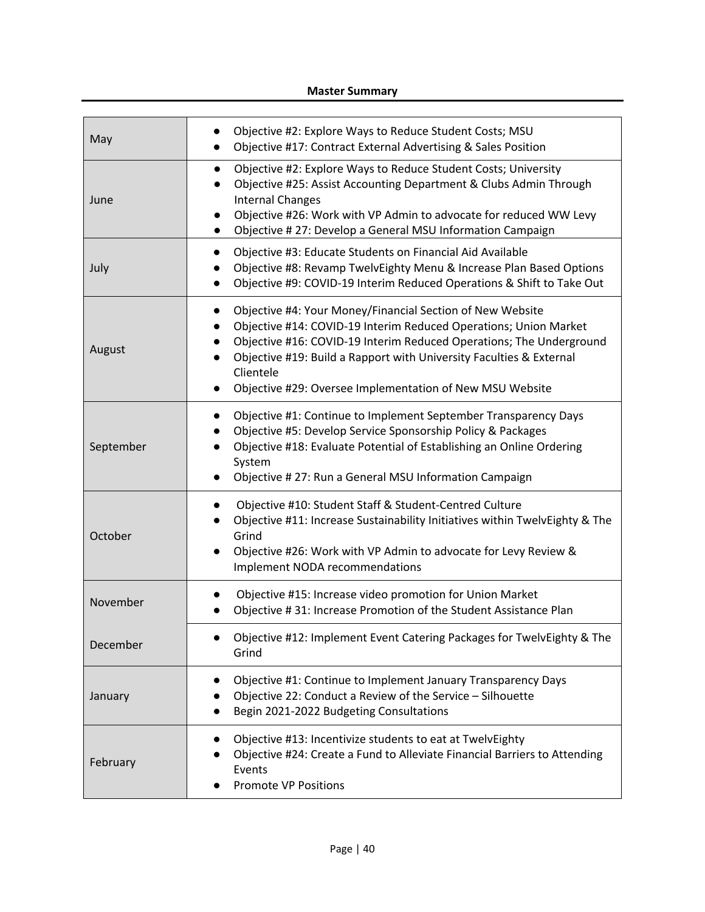**Master Summary**

| Month | Objectives |
| --- | --- |
| May | • Objective #2: Explore Ways to Reduce Student Costs; MSU<br>• Objective #17: Contract External Advertising & Sales Position |
| June | • Objective #2: Explore Ways to Reduce Student Costs; University<br>• Objective #25: Assist Accounting Department & Clubs Admin Through Internal Changes<br>• Objective #26: Work with VP Admin to advocate for reduced WW Levy<br>• Objective # 27: Develop a General MSU Information Campaign |
| July | • Objective #3: Educate Students on Financial Aid Available<br>• Objective #8: Revamp TwelvEighty Menu & Increase Plan Based Options<br>• Objective #9: COVID-19 Interim Reduced Operations & Shift to Take Out |
| August | • Objective #4: Your Money/Financial Section of New Website<br>• Objective #14: COVID-19 Interim Reduced Operations; Union Market<br>• Objective #16: COVID-19 Interim Reduced Operations; The Underground<br>• Objective #19: Build a Rapport with University Faculties & External Clientele<br>• Objective #29: Oversee Implementation of New MSU Website |
| September | • Objective #1: Continue to Implement September Transparency Days<br>• Objective #5: Develop Service Sponsorship Policy & Packages<br>• Objective #18: Evaluate Potential of Establishing an Online Ordering System<br>• Objective # 27: Run a General MSU Information Campaign |
| October | • Objective #10: Student Staff & Student-Centred Culture<br>• Objective #11: Increase Sustainability Initiatives within TwelvEighty & The Grind<br>• Objective #26: Work with VP Admin to advocate for Levy Review & Implement NODA recommendations |
| November | • Objective #15: Increase video promotion for Union Market<br>• Objective # 31: Increase Promotion of the Student Assistance Plan |
| December | • Objective #12: Implement Event Catering Packages for TwelvEighty & The Grind |
| January | • Objective #1: Continue to Implement January Transparency Days<br>• Objective 22: Conduct a Review of the Service – Silhouette<br>• Begin 2021-2022 Budgeting Consultations |
| February | • Objective #13: Incentivize students to eat at TwelvEighty<br>• Objective #24: Create a Fund to Alleviate Financial Barriers to Attending Events<br>• Promote VP Positions |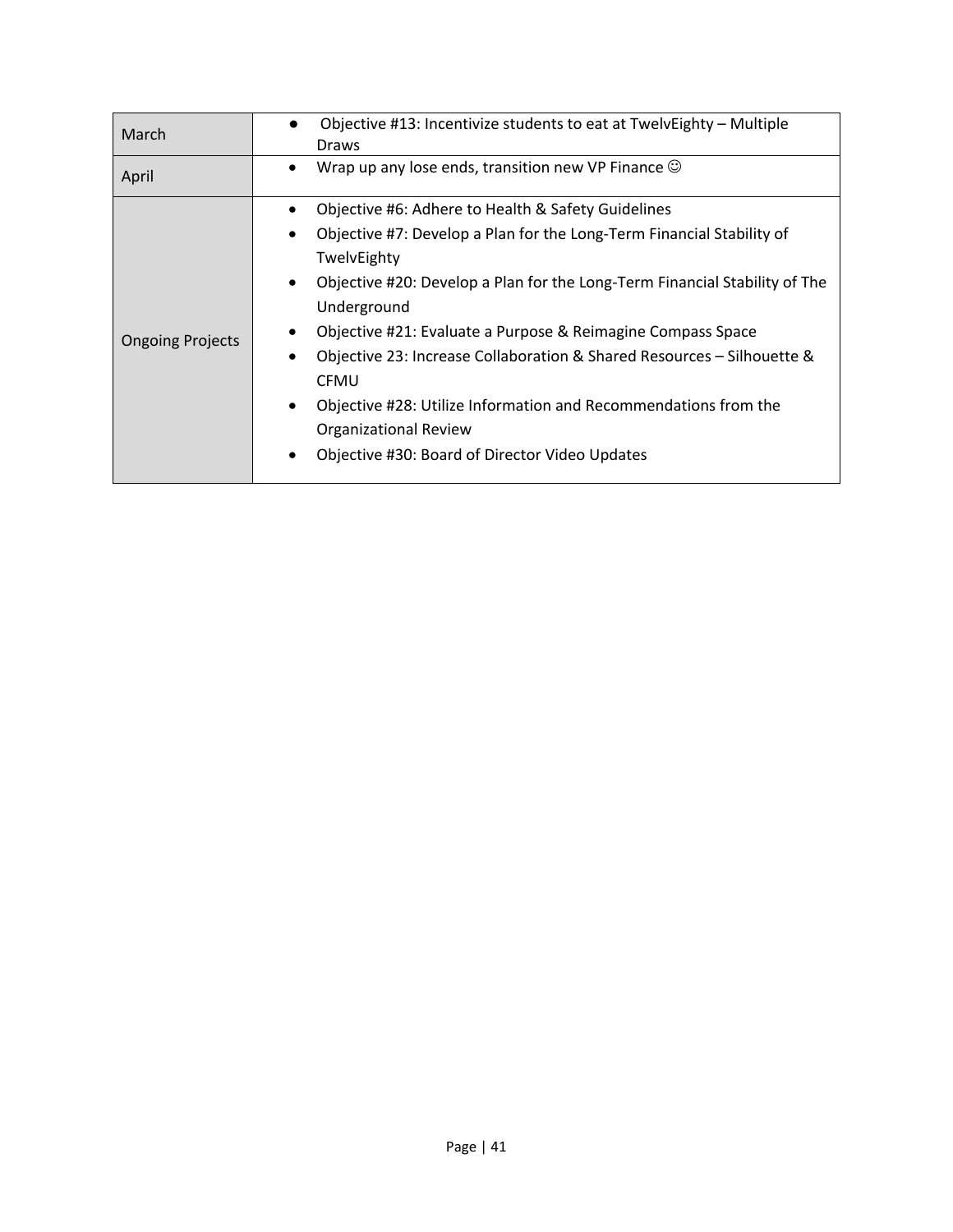| | |
|---|---|
| March | • Objective #13: Incentivize students to eat at TwelvEighty – Multiple Draws |
| April | • Wrap up any lose ends, transition new VP Finance ☺ |
| Ongoing Projects | • Objective #6: Adhere to Health & Safety Guidelines<br>• Objective #7: Develop a Plan for the Long-Term Financial Stability of TwelvEighty<br>• Objective #20: Develop a Plan for the Long-Term Financial Stability of The Underground<br>• Objective #21: Evaluate a Purpose & Reimagine Compass Space<br>• Objective 23: Increase Collaboration & Shared Resources – Silhouette & CFMU<br>• Objective #28: Utilize Information and Recommendations from the Organizational Review<br>• Objective #30: Board of Director Video Updates |